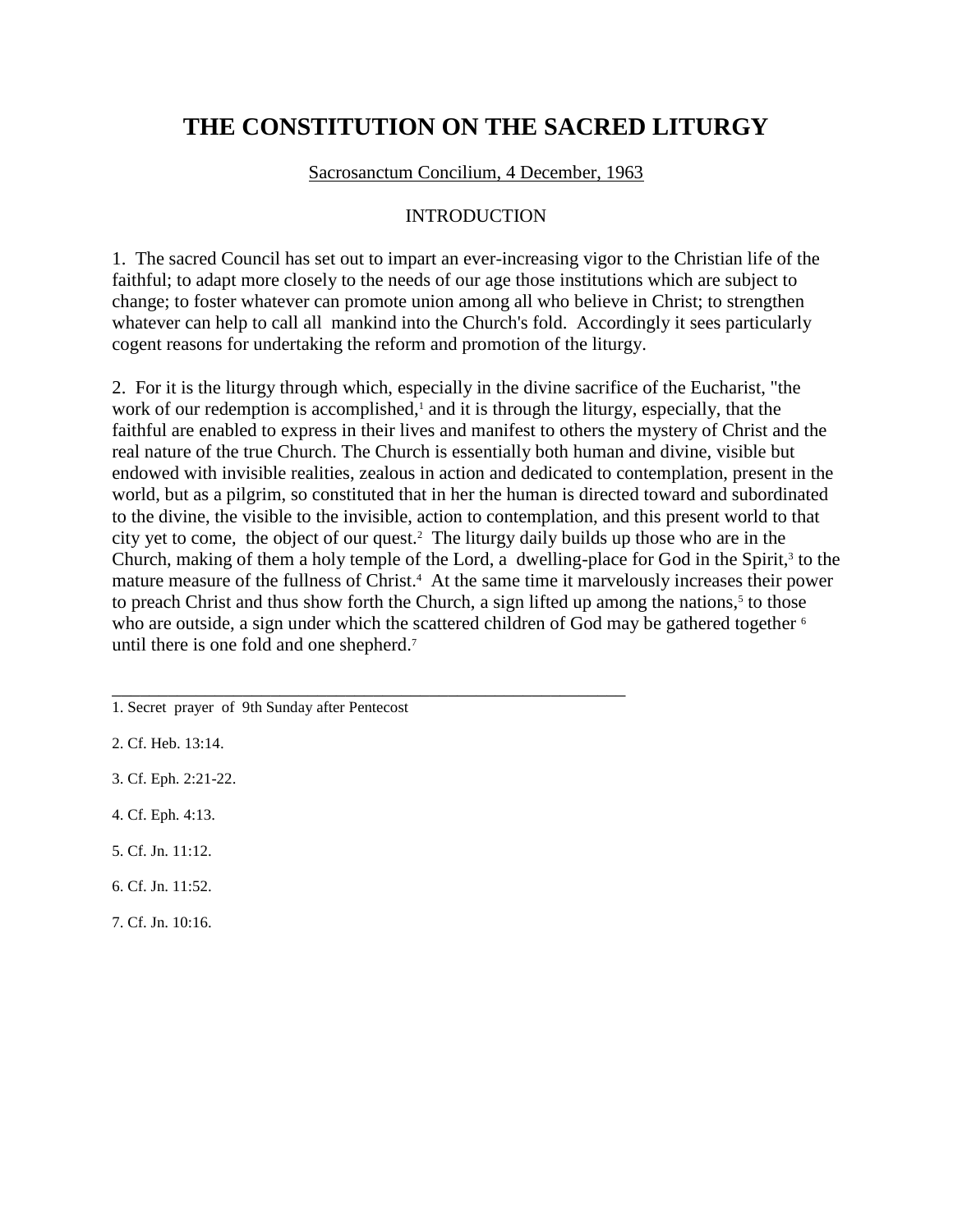# THE CONSTITUTION ON THE SACRED LITURGY

Sacrosanctum Concilium, 4 December, 1963

## INTRODUCTION

1. The sacred Council has set out to impart an ever-increasing vigor to the Christian life of the faithful; to adapt more closely to the needs of our age those institutions which are subject to change; to foster whatever can promote union among all who believe in Christ; to strengthen whatever can help to call all mankind into the Church's fold. Accordingly it sees particularly cogent reasons for undertaking the reform and promotion of the liturgy.

2. For it is the liturgy through which, especially in the divine sacrifice of the Eucharist, "the work of our redemption is accomplished,[1] and it is through the liturgy, especially, that the faithful are enabled to express in their lives and manifest to others the mystery of Christ and the real nature of the true Church. The Church is essentially both human and divine, visible but endowed with invisible realities, zealous in action and dedicated to contemplation, present in the world, but as a pilgrim, so constituted that in her the human is directed toward and subordinated to the divine, the visible to the invisible, action to contemplation, and this present world to that city yet to come, the object of our quest.[2] The liturgy daily builds up those who are in the Church, making of them a holy temple of the Lord, a dwelling-place for God in the Spirit,[3] to the mature measure of the fullness of Christ.[4] At the same time it marvelously increases their power to preach Christ and thus show forth the Church, a sign lifted up among the nations,[5] to those who are outside, a sign under which the scattered children of God may be gathered together [6] until there is one fold and one shepherd.[7]

---

1. Secret prayer of 9th Sunday after Pentecost

2. Cf. Heb. 13:14.

3. Cf. Eph. 2:21-22.

4. Cf. Eph. 4:13.

5. Cf. Jn. 11:12.

6. Cf. Jn. 11:52.

7. Cf. Jn. 10:16.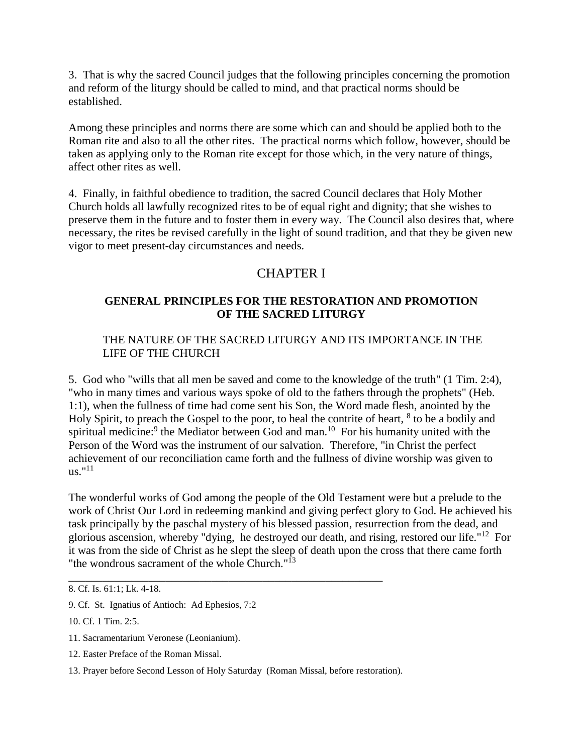3. That is why the sacred Council judges that the following principles concerning the promotion and reform of the liturgy should be called to mind, and that practical norms should be established.

Among these principles and norms there are some which can and should be applied both to the Roman rite and also to all the other rites. The practical norms which follow, however, should be taken as applying only to the Roman rite except for those which, in the very nature of things, affect other rites as well.

4. Finally, in faithful obedience to tradition, the sacred Council declares that Holy Mother Church holds all lawfully recognized rites to be of equal right and dignity; that she wishes to preserve them in the future and to foster them in every way. The Council also desires that, where necessary, the rites be revised carefully in the light of sound tradition, and that they be given new vigor to meet present-day circumstances and needs.

# CHAPTER I

## GENERAL PRINCIPLES FOR THE RESTORATION AND PROMOTION OF THE SACRED LITURGY

### THE NATURE OF THE SACRED LITURGY AND ITS IMPORTANCE IN THE LIFE OF THE CHURCH

5. God who "wills that all men be saved and come to the knowledge of the truth" (1 Tim. 2:4), "who in many times and various ways spoke of old to the fathers through the prophets" (Heb. 1:1), when the fullness of time had come sent his Son, the Word made flesh, anointed by the Holy Spirit, to preach the Gospel to the poor, to heal the contrite of heart, [8] to be a bodily and spiritual medicine:[9] the Mediator between God and man.[10] For his humanity united with the Person of the Word was the instrument of our salvation. Therefore, "in Christ the perfect achievement of our reconciliation came forth and the fullness of divine worship was given to us."[11]

The wonderful works of God among the people of the Old Testament were but a prelude to the work of Christ Our Lord in redeeming mankind and giving perfect glory to God. He achieved his task principally by the paschal mystery of his blessed passion, resurrection from the dead, and glorious ascension, whereby "dying, he destroyed our death, and rising, restored our life."[12] For it was from the side of Christ as he slept the sleep of death upon the cross that there came forth "the wondrous sacrament of the whole Church."[13]

---

8. Cf. Is. 61:1; Lk. 4-18.

9. Cf. St. Ignatius of Antioch: Ad Ephesios, 7:2

10. Cf. 1 Tim. 2:5.

11. Sacramentarium Veronese (Leonianium).

12. Easter Preface of the Roman Missal.

13. Prayer before Second Lesson of Holy Saturday (Roman Missal, before restoration).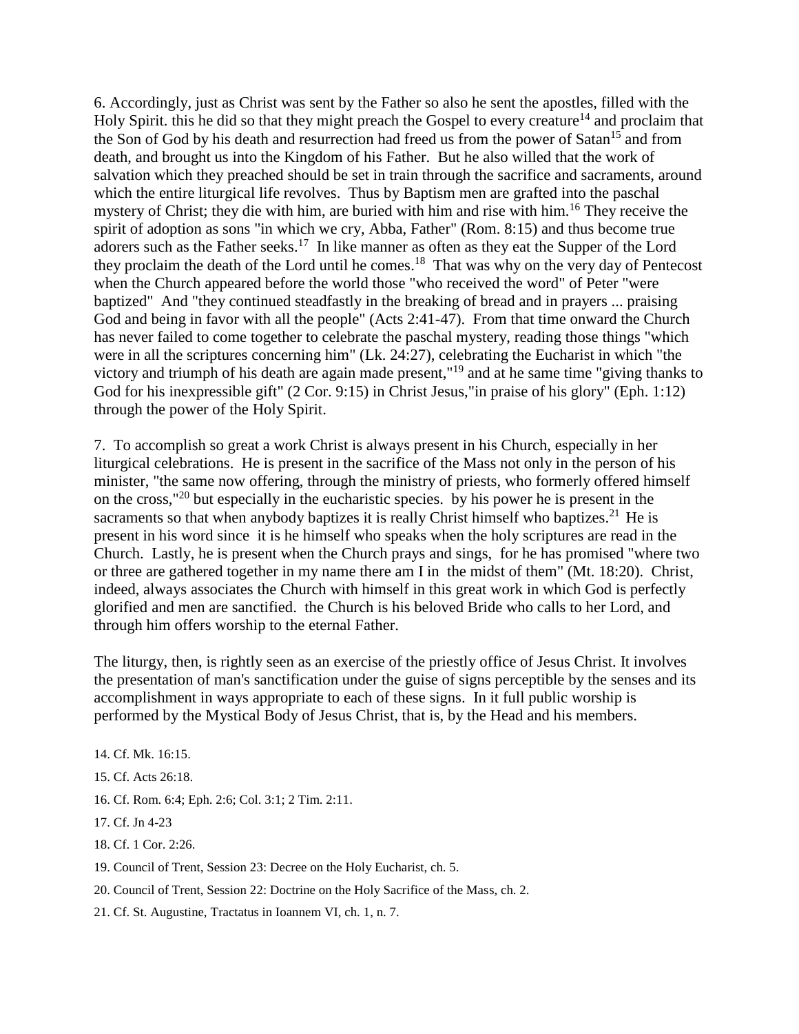6. Accordingly, just as Christ was sent by the Father so also he sent the apostles, filled with the Holy Spirit. this he did so that they might preach the Gospel to every creature[14] and proclaim that the Son of God by his death and resurrection had freed us from the power of Satan[15] and from death, and brought us into the Kingdom of his Father. But he also willed that the work of salvation which they preached should be set in train through the sacrifice and sacraments, around which the entire liturgical life revolves. Thus by Baptism men are grafted into the paschal mystery of Christ; they die with him, are buried with him and rise with him.[16] They receive the spirit of adoption as sons "in which we cry, Abba, Father" (Rom. 8:15) and thus become true adorers such as the Father seeks.[17] In like manner as often as they eat the Supper of the Lord they proclaim the death of the Lord until he comes.[18] That was why on the very day of Pentecost when the Church appeared before the world those "who received the word" of Peter "were baptized" And "they continued steadfastly in the breaking of bread and in prayers ... praising God and being in favor with all the people" (Acts 2:41-47). From that time onward the Church has never failed to come together to celebrate the paschal mystery, reading those things "which were in all the scriptures concerning him" (Lk. 24:27), celebrating the Eucharist in which "the victory and triumph of his death are again made present,"[19] and at he same time "giving thanks to God for his inexpressible gift" (2 Cor. 9:15) in Christ Jesus,"in praise of his glory" (Eph. 1:12) through the power of the Holy Spirit.

7. To accomplish so great a work Christ is always present in his Church, especially in her liturgical celebrations. He is present in the sacrifice of the Mass not only in the person of his minister, "the same now offering, through the ministry of priests, who formerly offered himself on the cross,"[20] but especially in the eucharistic species. by his power he is present in the sacraments so that when anybody baptizes it is really Christ himself who baptizes.[21] He is present in his word since it is he himself who speaks when the holy scriptures are read in the Church. Lastly, he is present when the Church prays and sings, for he has promised "where two or three are gathered together in my name there am I in the midst of them" (Mt. 18:20). Christ, indeed, always associates the Church with himself in this great work in which God is perfectly glorified and men are sanctified. the Church is his beloved Bride who calls to her Lord, and through him offers worship to the eternal Father.

The liturgy, then, is rightly seen as an exercise of the priestly office of Jesus Christ. It involves the presentation of man's sanctification under the guise of signs perceptible by the senses and its accomplishment in ways appropriate to each of these signs. In it full public worship is performed by the Mystical Body of Jesus Christ, that is, by the Head and his members.

14. Cf. Mk. 16:15.

15. Cf. Acts 26:18.

16. Cf. Rom. 6:4; Eph. 2:6; Col. 3:1; 2 Tim. 2:11.

17. Cf. Jn 4-23

18. Cf. 1 Cor. 2:26.

19. Council of Trent, Session 23: Decree on the Holy Eucharist, ch. 5.

20. Council of Trent, Session 22: Doctrine on the Holy Sacrifice of the Mass, ch. 2.

21. Cf. St. Augustine, Tractatus in Ioannem VI, ch. 1, n. 7.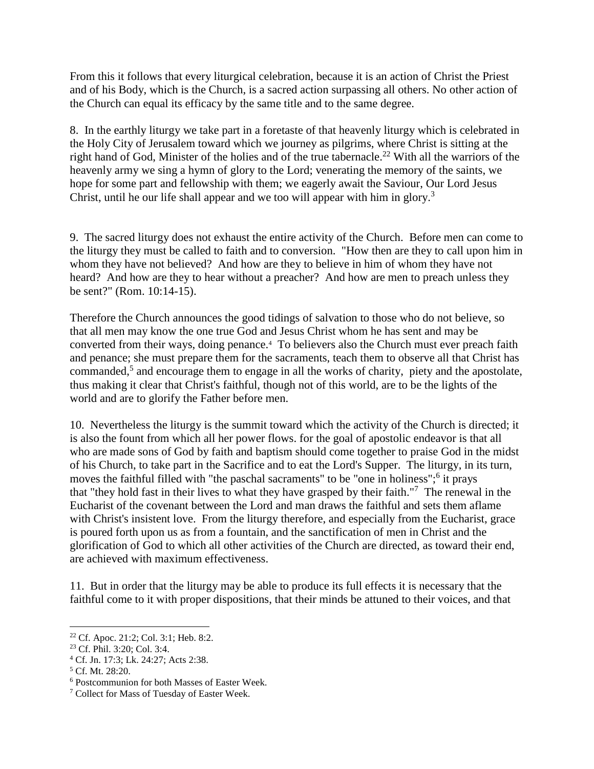From this it follows that every liturgical celebration, because it is an action of Christ the Priest and of his Body, which is the Church, is a sacred action surpassing all others. No other action of the Church can equal its efficacy by the same title and to the same degree.

8. In the earthly liturgy we take part in a foretaste of that heavenly liturgy which is celebrated in the Holy City of Jerusalem toward which we journey as pilgrims, where Christ is sitting at the right hand of God, Minister of the holies and of the true tabernacle.[22] With all the warriors of the heavenly army we sing a hymn of glory to the Lord; venerating the memory of the saints, we hope for some part and fellowship with them; we eagerly await the Saviour, Our Lord Jesus Christ, until he our life shall appear and we too will appear with him in glory.[3]

9. The sacred liturgy does not exhaust the entire activity of the Church. Before men can come to the liturgy they must be called to faith and to conversion. "How then are they to call upon him in whom they have not believed? And how are they to believe in him of whom they have not heard? And how are they to hear without a preacher? And how are men to preach unless they be sent?" (Rom. 10:14-15).

Therefore the Church announces the good tidings of salvation to those who do not believe, so that all men may know the one true God and Jesus Christ whom he has sent and may be converted from their ways, doing penance.[4] To believers also the Church must ever preach faith and penance; she must prepare them for the sacraments, teach them to observe all that Christ has commanded,[5] and encourage them to engage in all the works of charity, piety and the apostolate, thus making it clear that Christ's faithful, though not of this world, are to be the lights of the world and are to glorify the Father before men.

10. Nevertheless the liturgy is the summit toward which the activity of the Church is directed; it is also the fount from which all her power flows. for the goal of apostolic endeavor is that all who are made sons of God by faith and baptism should come together to praise God in the midst of his Church, to take part in the Sacrifice and to eat the Lord's Supper. The liturgy, in its turn, moves the faithful filled with "the paschal sacraments" to be "one in holiness";[6] it prays that "they hold fast in their lives to what they have grasped by their faith."[7] The renewal in the Eucharist of the covenant between the Lord and man draws the faithful and sets them aflame with Christ's insistent love. From the liturgy therefore, and especially from the Eucharist, grace is poured forth upon us as from a fountain, and the sanctification of men in Christ and the glorification of God to which all other activities of the Church are directed, as toward their end, are achieved with maximum effectiveness.

11. But in order that the liturgy may be able to produce its full effects it is necessary that the faithful come to it with proper dispositions, that their minds be attuned to their voices, and that

---

[22] Cf. Apoc. 21:2; Col. 3:1; Heb. 8:2.

[23] Cf. Phil. 3:20; Col. 3:4.

[4] Cf. Jn. 17:3; Lk. 24:27; Acts 2:38.

[5] Cf. Mt. 28:20.

[6] Postcommunion for both Masses of Easter Week.

[7] Collect for Mass of Tuesday of Easter Week.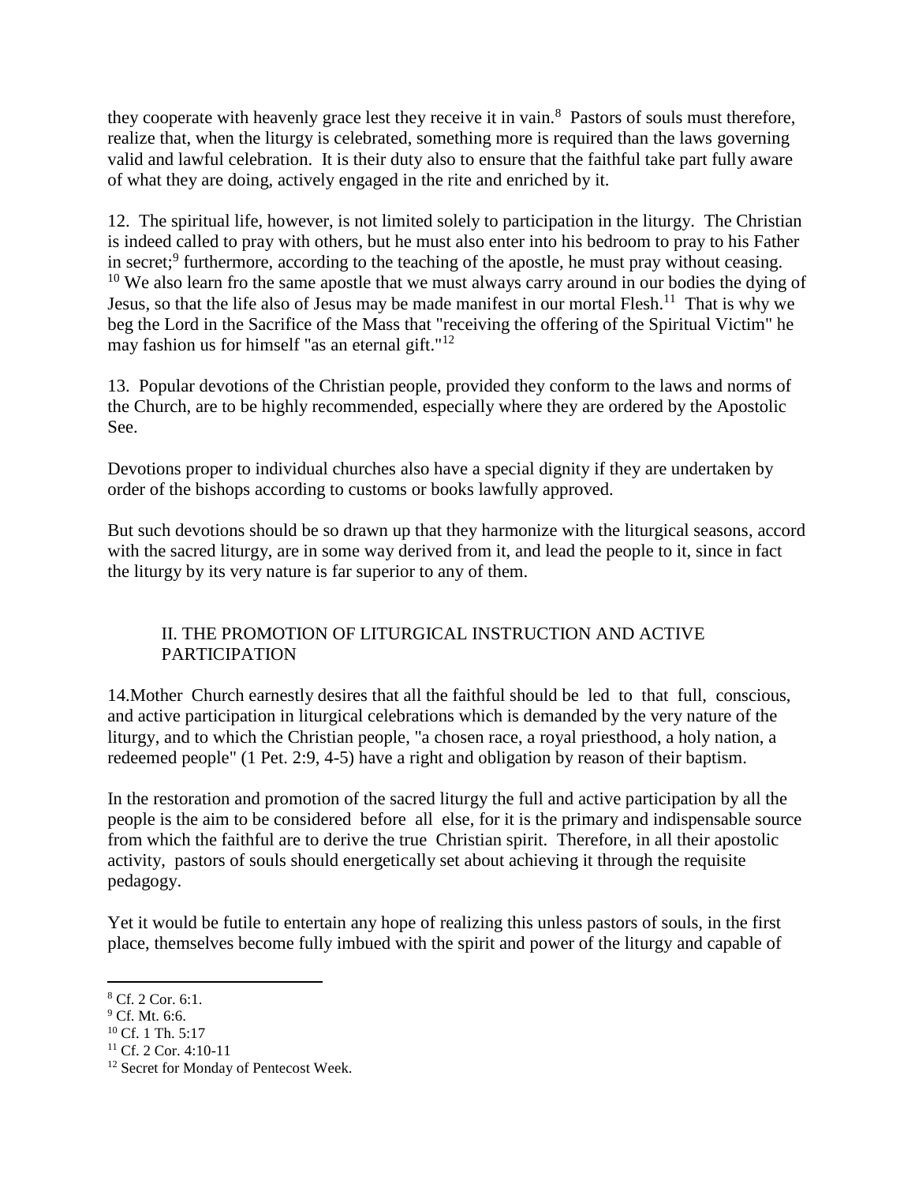they cooperate with heavenly grace lest they receive it in vain.[8] Pastors of souls must therefore, realize that, when the liturgy is celebrated, something more is required than the laws governing valid and lawful celebration. It is their duty also to ensure that the faithful take part fully aware of what they are doing, actively engaged in the rite and enriched by it.

12. The spiritual life, however, is not limited solely to participation in the liturgy. The Christian is indeed called to pray with others, but he must also enter into his bedroom to pray to his Father in secret;[9] furthermore, according to the teaching of the apostle, he must pray without ceasing.[10] We also learn fro the same apostle that we must always carry around in our bodies the dying of Jesus, so that the life also of Jesus may be made manifest in our mortal Flesh.[11] That is why we beg the Lord in the Sacrifice of the Mass that "receiving the offering of the Spiritual Victim" he may fashion us for himself "as an eternal gift."[12]

13. Popular devotions of the Christian people, provided they conform to the laws and norms of the Church, are to be highly recommended, especially where they are ordered by the Apostolic See.

Devotions proper to individual churches also have a special dignity if they are undertaken by order of the bishops according to customs or books lawfully approved.

But such devotions should be so drawn up that they harmonize with the liturgical seasons, accord with the sacred liturgy, are in some way derived from it, and lead the people to it, since in fact the liturgy by its very nature is far superior to any of them.

## II. THE PROMOTION OF LITURGICAL INSTRUCTION AND ACTIVE PARTICIPATION

14. Mother Church earnestly desires that all the faithful should be led to that full, conscious, and active participation in liturgical celebrations which is demanded by the very nature of the liturgy, and to which the Christian people, "a chosen race, a royal priesthood, a holy nation, a redeemed people" (1 Pet. 2:9, 4-5) have a right and obligation by reason of their baptism.

In the restoration and promotion of the sacred liturgy the full and active participation by all the people is the aim to be considered before all else, for it is the primary and indispensable source from which the faithful are to derive the true Christian spirit. Therefore, in all their apostolic activity, pastors of souls should energetically set about achieving it through the requisite pedagogy.

Yet it would be futile to entertain any hope of realizing this unless pastors of souls, in the first place, themselves become fully imbued with the spirit and power of the liturgy and capable of

[8] Cf. 2 Cor. 6:1.
[9] Cf. Mt. 6:6.
[10] Cf. 1 Th. 5:17
[11] Cf. 2 Cor. 4:10-11
[12] Secret for Monday of Pentecost Week.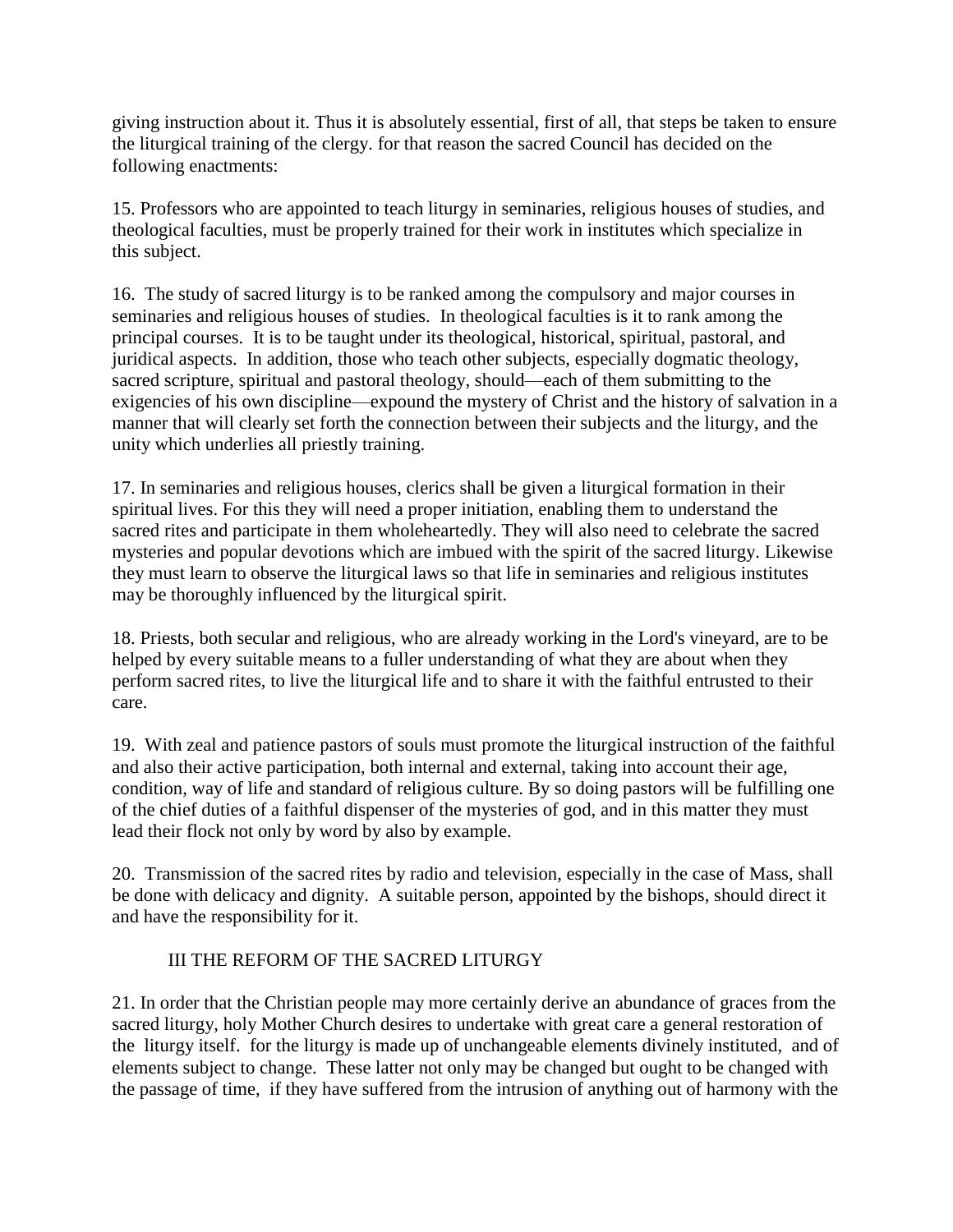giving instruction about it. Thus it is absolutely essential, first of all, that steps be taken to ensure the liturgical training of the clergy. for that reason the sacred Council has decided on the following enactments:

15. Professors who are appointed to teach liturgy in seminaries, religious houses of studies, and theological faculties, must be properly trained for their work in institutes which specialize in this subject.

16. The study of sacred liturgy is to be ranked among the compulsory and major courses in seminaries and religious houses of studies. In theological faculties is it to rank among the principal courses. It is to be taught under its theological, historical, spiritual, pastoral, and juridical aspects. In addition, those who teach other subjects, especially dogmatic theology, sacred scripture, spiritual and pastoral theology, should—each of them submitting to the exigencies of his own discipline—expound the mystery of Christ and the history of salvation in a manner that will clearly set forth the connection between their subjects and the liturgy, and the unity which underlies all priestly training.

17. In seminaries and religious houses, clerics shall be given a liturgical formation in their spiritual lives. For this they will need a proper initiation, enabling them to understand the sacred rites and participate in them wholeheartedly. They will also need to celebrate the sacred mysteries and popular devotions which are imbued with the spirit of the sacred liturgy. Likewise they must learn to observe the liturgical laws so that life in seminaries and religious institutes may be thoroughly influenced by the liturgical spirit.

18. Priests, both secular and religious, who are already working in the Lord's vineyard, are to be helped by every suitable means to a fuller understanding of what they are about when they perform sacred rites, to live the liturgical life and to share it with the faithful entrusted to their care.

19. With zeal and patience pastors of souls must promote the liturgical instruction of the faithful and also their active participation, both internal and external, taking into account their age, condition, way of life and standard of religious culture. By so doing pastors will be fulfilling one of the chief duties of a faithful dispenser of the mysteries of god, and in this matter they must lead their flock not only by word by also by example.

20. Transmission of the sacred rites by radio and television, especially in the case of Mass, shall be done with delicacy and dignity. A suitable person, appointed by the bishops, should direct it and have the responsibility for it.

## III THE REFORM OF THE SACRED LITURGY

21. In order that the Christian people may more certainly derive an abundance of graces from the sacred liturgy, holy Mother Church desires to undertake with great care a general restoration of the liturgy itself. for the liturgy is made up of unchangeable elements divinely instituted, and of elements subject to change. These latter not only may be changed but ought to be changed with the passage of time, if they have suffered from the intrusion of anything out of harmony with the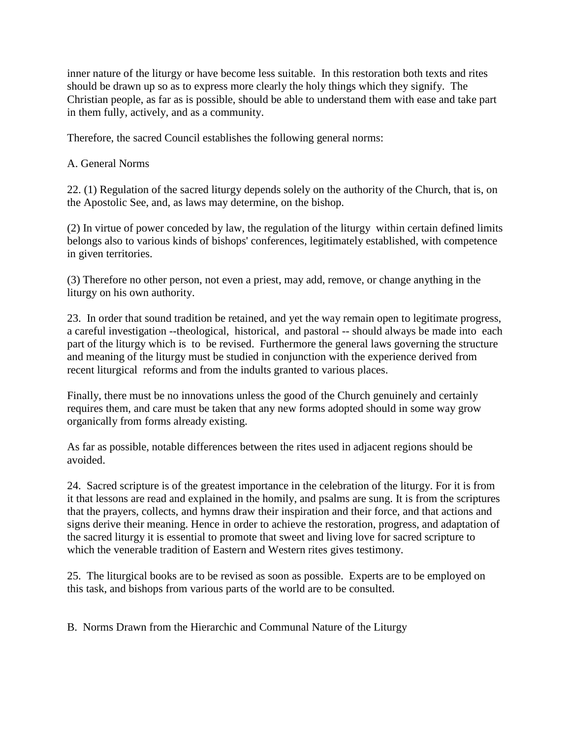inner nature of the liturgy or have become less suitable. In this restoration both texts and rites should be drawn up so as to express more clearly the holy things which they signify. The Christian people, as far as is possible, should be able to understand them with ease and take part in them fully, actively, and as a community.

Therefore, the sacred Council establishes the following general norms:

### A. General Norms

22. (1) Regulation of the sacred liturgy depends solely on the authority of the Church, that is, on the Apostolic See, and, as laws may determine, on the bishop.

(2) In virtue of power conceded by law, the regulation of the liturgy within certain defined limits belongs also to various kinds of bishops' conferences, legitimately established, with competence in given territories.

(3) Therefore no other person, not even a priest, may add, remove, or change anything in the liturgy on his own authority.

23. In order that sound tradition be retained, and yet the way remain open to legitimate progress, a careful investigation --theological, historical, and pastoral -- should always be made into each part of the liturgy which is to be revised. Furthermore the general laws governing the structure and meaning of the liturgy must be studied in conjunction with the experience derived from recent liturgical reforms and from the indults granted to various places.

Finally, there must be no innovations unless the good of the Church genuinely and certainly requires them, and care must be taken that any new forms adopted should in some way grow organically from forms already existing.

As far as possible, notable differences between the rites used in adjacent regions should be avoided.

24. Sacred scripture is of the greatest importance in the celebration of the liturgy. For it is from it that lessons are read and explained in the homily, and psalms are sung. It is from the scriptures that the prayers, collects, and hymns draw their inspiration and their force, and that actions and signs derive their meaning. Hence in order to achieve the restoration, progress, and adaptation of the sacred liturgy it is essential to promote that sweet and living love for sacred scripture to which the venerable tradition of Eastern and Western rites gives testimony.

25. The liturgical books are to be revised as soon as possible. Experts are to be employed on this task, and bishops from various parts of the world are to be consulted.

### B. Norms Drawn from the Hierarchic and Communal Nature of the Liturgy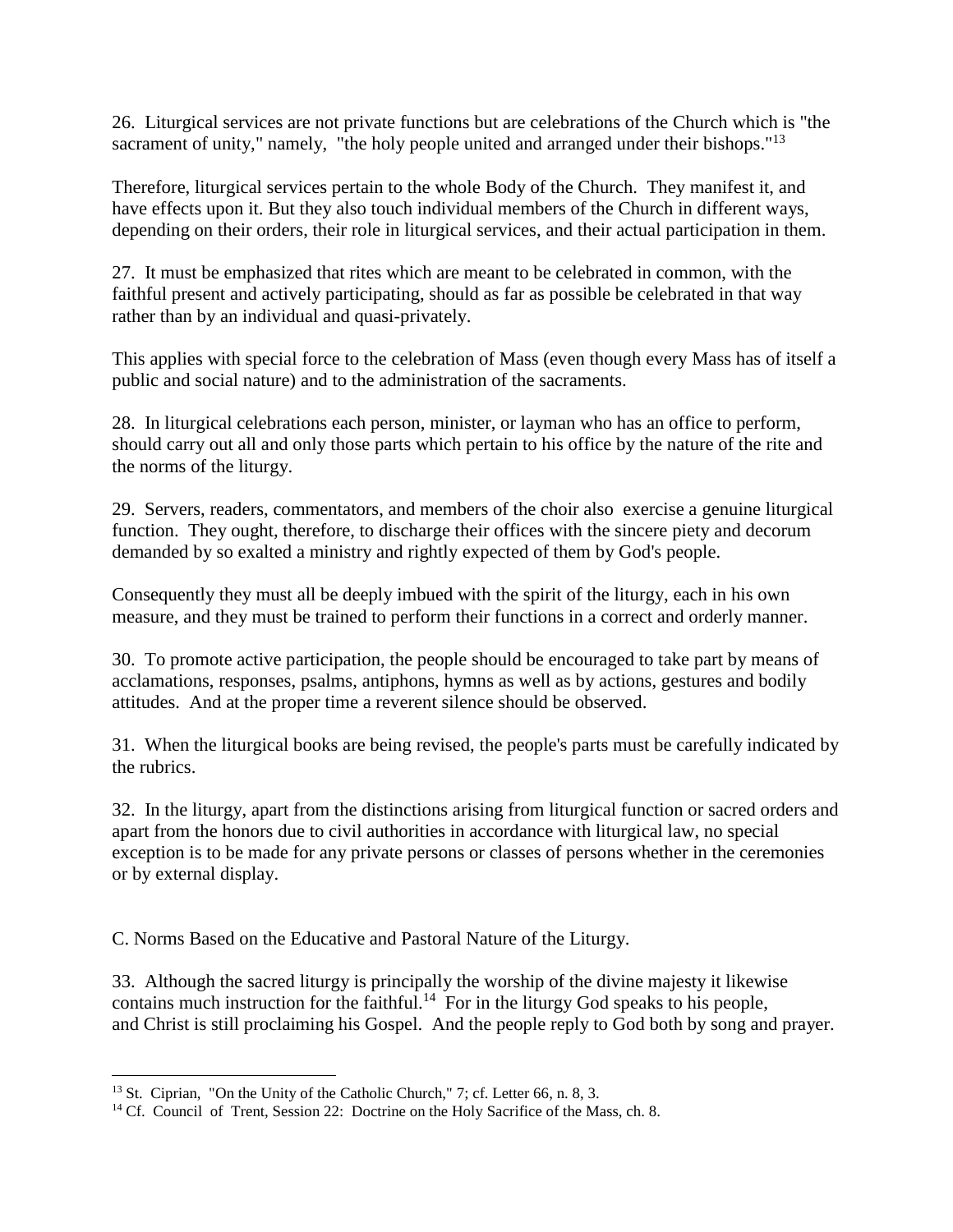26. Liturgical services are not private functions but are celebrations of the Church which is "the sacrament of unity," namely, "the holy people united and arranged under their bishops."[13]

Therefore, liturgical services pertain to the whole Body of the Church. They manifest it, and have effects upon it. But they also touch individual members of the Church in different ways, depending on their orders, their role in liturgical services, and their actual participation in them.

27. It must be emphasized that rites which are meant to be celebrated in common, with the faithful present and actively participating, should as far as possible be celebrated in that way rather than by an individual and quasi-privately.

This applies with special force to the celebration of Mass (even though every Mass has of itself a public and social nature) and to the administration of the sacraments.

28. In liturgical celebrations each person, minister, or layman who has an office to perform, should carry out all and only those parts which pertain to his office by the nature of the rite and the norms of the liturgy.

29. Servers, readers, commentators, and members of the choir also exercise a genuine liturgical function. They ought, therefore, to discharge their offices with the sincere piety and decorum demanded by so exalted a ministry and rightly expected of them by God's people.

Consequently they must all be deeply imbued with the spirit of the liturgy, each in his own measure, and they must be trained to perform their functions in a correct and orderly manner.

30. To promote active participation, the people should be encouraged to take part by means of acclamations, responses, psalms, antiphons, hymns as well as by actions, gestures and bodily attitudes. And at the proper time a reverent silence should be observed.

31. When the liturgical books are being revised, the people's parts must be carefully indicated by the rubrics.

32. In the liturgy, apart from the distinctions arising from liturgical function or sacred orders and apart from the honors due to civil authorities in accordance with liturgical law, no special exception is to be made for any private persons or classes of persons whether in the ceremonies or by external display.

## C. Norms Based on the Educative and Pastoral Nature of the Liturgy.

33. Although the sacred liturgy is principally the worship of the divine majesty it likewise contains much instruction for the faithful.[14] For in the liturgy God speaks to his people, and Christ is still proclaiming his Gospel. And the people reply to God both by song and prayer.

---

[13] St. Ciprian, "On the Unity of the Catholic Church," 7; cf. Letter 66, n. 8, 3.

[14] Cf. Council of Trent, Session 22: Doctrine on the Holy Sacrifice of the Mass, ch. 8.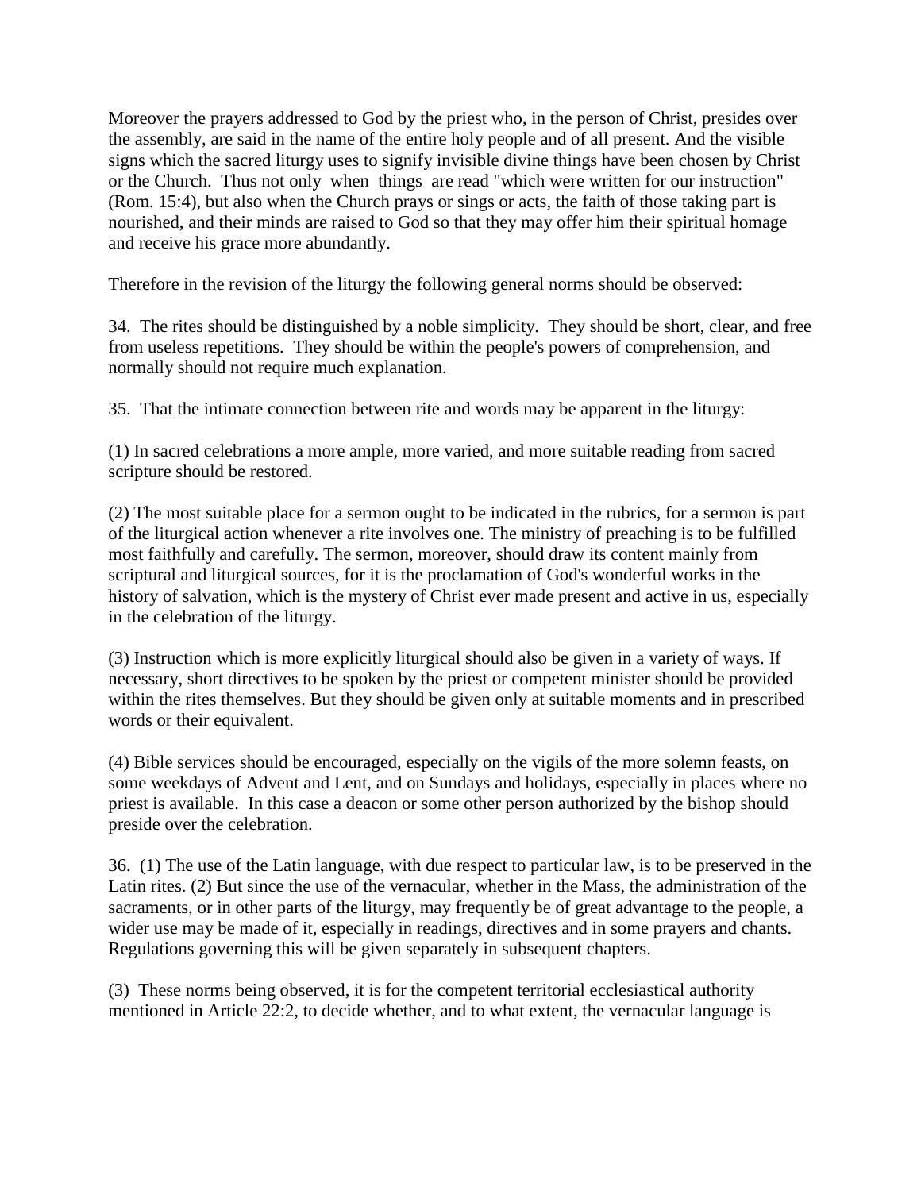Moreover the prayers addressed to God by the priest who, in the person of Christ, presides over the assembly, are said in the name of the entire holy people and of all present. And the visible signs which the sacred liturgy uses to signify invisible divine things have been chosen by Christ or the Church. Thus not only when things are read "which were written for our instruction" (Rom. 15:4), but also when the Church prays or sings or acts, the faith of those taking part is nourished, and their minds are raised to God so that they may offer him their spiritual homage and receive his grace more abundantly.

Therefore in the revision of the liturgy the following general norms should be observed:

34. The rites should be distinguished by a noble simplicity. They should be short, clear, and free from useless repetitions. They should be within the people's powers of comprehension, and normally should not require much explanation.

35. That the intimate connection between rite and words may be apparent in the liturgy:

(1) In sacred celebrations a more ample, more varied, and more suitable reading from sacred scripture should be restored.

(2) The most suitable place for a sermon ought to be indicated in the rubrics, for a sermon is part of the liturgical action whenever a rite involves one. The ministry of preaching is to be fulfilled most faithfully and carefully. The sermon, moreover, should draw its content mainly from scriptural and liturgical sources, for it is the proclamation of God's wonderful works in the history of salvation, which is the mystery of Christ ever made present and active in us, especially in the celebration of the liturgy.

(3) Instruction which is more explicitly liturgical should also be given in a variety of ways. If necessary, short directives to be spoken by the priest or competent minister should be provided within the rites themselves. But they should be given only at suitable moments and in prescribed words or their equivalent.

(4) Bible services should be encouraged, especially on the vigils of the more solemn feasts, on some weekdays of Advent and Lent, and on Sundays and holidays, especially in places where no priest is available. In this case a deacon or some other person authorized by the bishop should preside over the celebration.

36. (1) The use of the Latin language, with due respect to particular law, is to be preserved in the Latin rites. (2) But since the use of the vernacular, whether in the Mass, the administration of the sacraments, or in other parts of the liturgy, may frequently be of great advantage to the people, a wider use may be made of it, especially in readings, directives and in some prayers and chants. Regulations governing this will be given separately in subsequent chapters.

(3) These norms being observed, it is for the competent territorial ecclesiastical authority mentioned in Article 22:2, to decide whether, and to what extent, the vernacular language is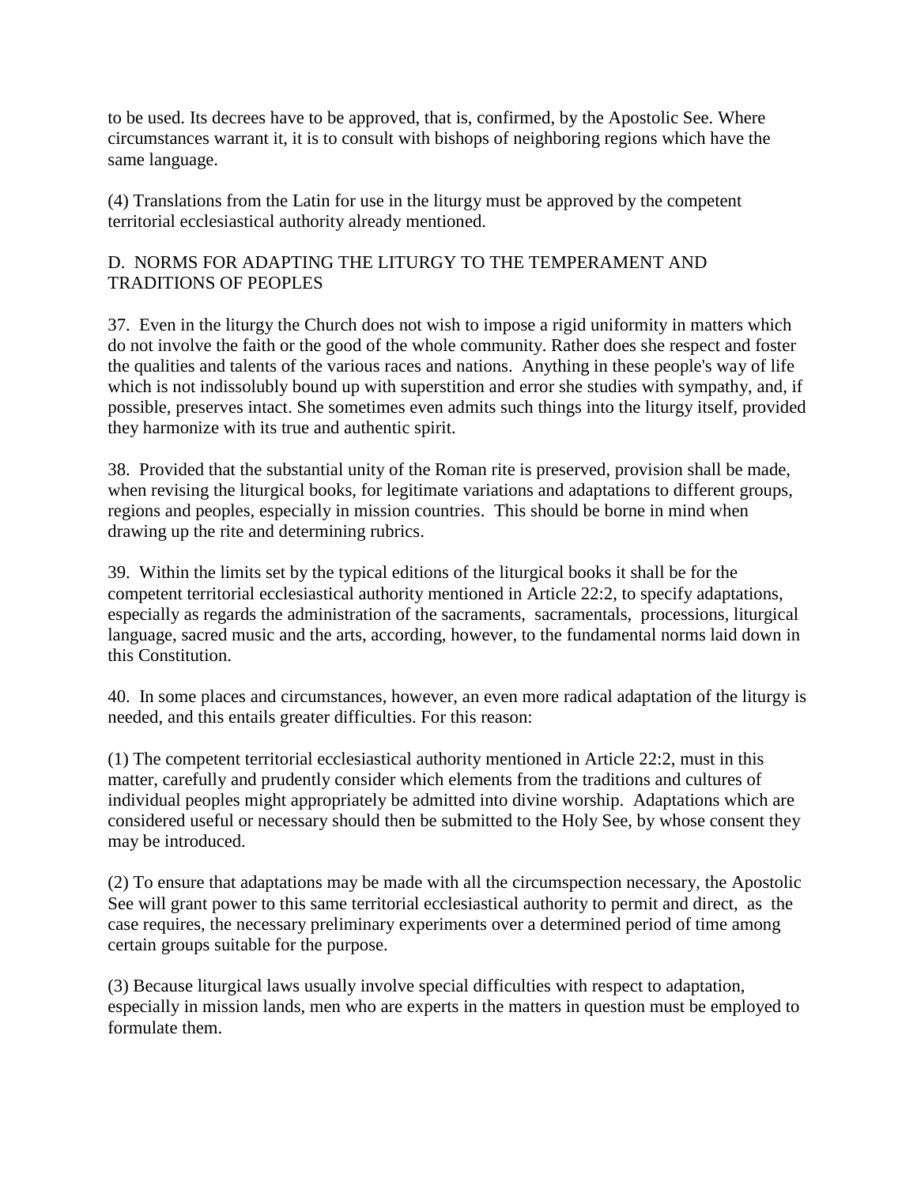to be used. Its decrees have to be approved, that is, confirmed, by the Apostolic See. Where circumstances warrant it, it is to consult with bishops of neighboring regions which have the same language.

(4) Translations from the Latin for use in the liturgy must be approved by the competent territorial ecclesiastical authority already mentioned.

## D. NORMS FOR ADAPTING THE LITURGY TO THE TEMPERAMENT AND TRADITIONS OF PEOPLES

37. Even in the liturgy the Church does not wish to impose a rigid uniformity in matters which do not involve the faith or the good of the whole community. Rather does she respect and foster the qualities and talents of the various races and nations. Anything in these people's way of life which is not indissolubly bound up with superstition and error she studies with sympathy, and, if possible, preserves intact. She sometimes even admits such things into the liturgy itself, provided they harmonize with its true and authentic spirit.

38. Provided that the substantial unity of the Roman rite is preserved, provision shall be made, when revising the liturgical books, for legitimate variations and adaptations to different groups, regions and peoples, especially in mission countries. This should be borne in mind when drawing up the rite and determining rubrics.

39. Within the limits set by the typical editions of the liturgical books it shall be for the competent territorial ecclesiastical authority mentioned in Article 22:2, to specify adaptations, especially as regards the administration of the sacraments, sacramentals, processions, liturgical language, sacred music and the arts, according, however, to the fundamental norms laid down in this Constitution.

40. In some places and circumstances, however, an even more radical adaptation of the liturgy is needed, and this entails greater difficulties. For this reason:

(1) The competent territorial ecclesiastical authority mentioned in Article 22:2, must in this matter, carefully and prudently consider which elements from the traditions and cultures of individual peoples might appropriately be admitted into divine worship. Adaptations which are considered useful or necessary should then be submitted to the Holy See, by whose consent they may be introduced.

(2) To ensure that adaptations may be made with all the circumspection necessary, the Apostolic See will grant power to this same territorial ecclesiastical authority to permit and direct, as the case requires, the necessary preliminary experiments over a determined period of time among certain groups suitable for the purpose.

(3) Because liturgical laws usually involve special difficulties with respect to adaptation, especially in mission lands, men who are experts in the matters in question must be employed to formulate them.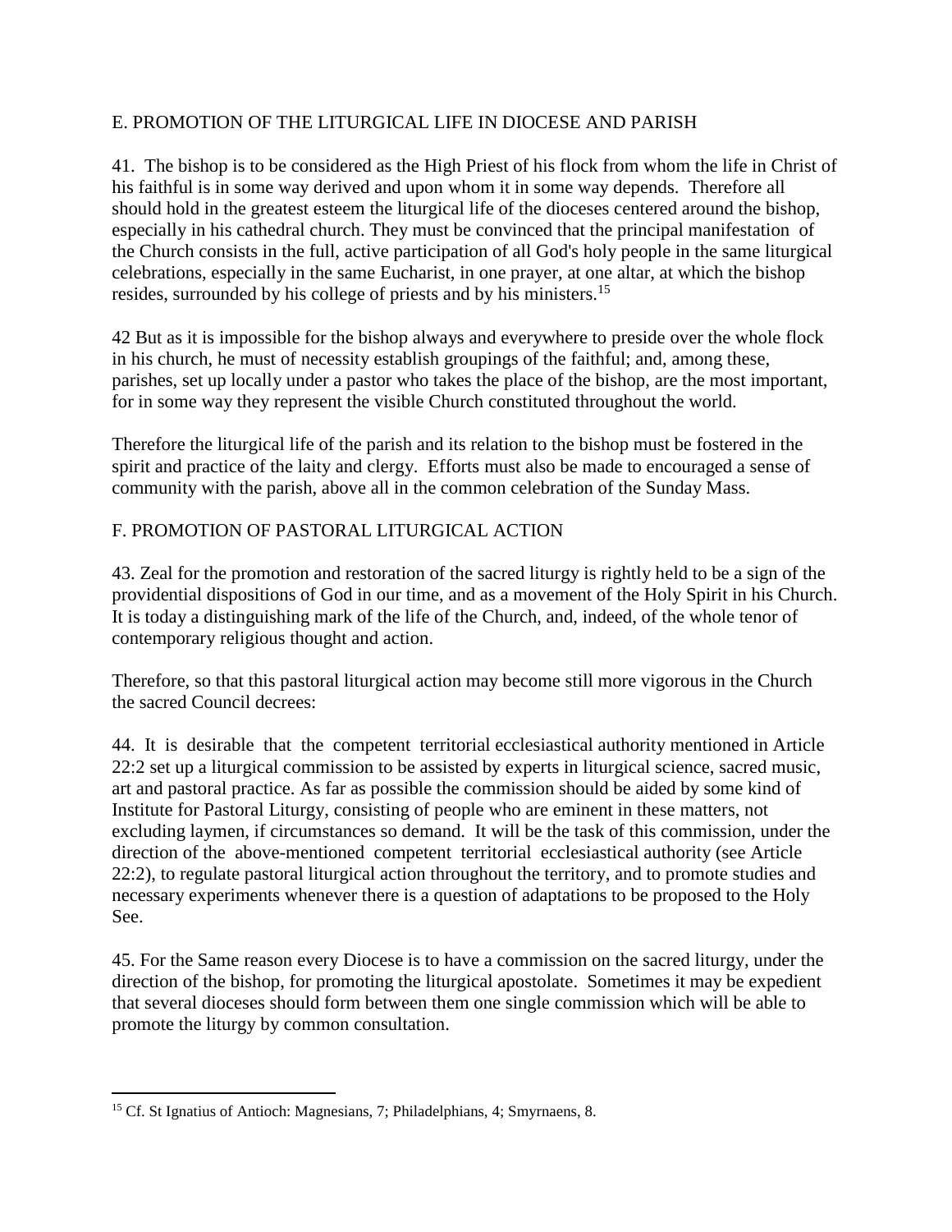## E. PROMOTION OF THE LITURGICAL LIFE IN DIOCESE AND PARISH

41. The bishop is to be considered as the High Priest of his flock from whom the life in Christ of his faithful is in some way derived and upon whom it in some way depends. Therefore all should hold in the greatest esteem the liturgical life of the dioceses centered around the bishop, especially in his cathedral church. They must be convinced that the principal manifestation of the Church consists in the full, active participation of all God's holy people in the same liturgical celebrations, especially in the same Eucharist, in one prayer, at one altar, at which the bishop resides, surrounded by his college of priests and by his ministers.[15]

42 But as it is impossible for the bishop always and everywhere to preside over the whole flock in his church, he must of necessity establish groupings of the faithful; and, among these, parishes, set up locally under a pastor who takes the place of the bishop, are the most important, for in some way they represent the visible Church constituted throughout the world.

Therefore the liturgical life of the parish and its relation to the bishop must be fostered in the spirit and practice of the laity and clergy. Efforts must also be made to encouraged a sense of community with the parish, above all in the common celebration of the Sunday Mass.

## F. PROMOTION OF PASTORAL LITURGICAL ACTION

43. Zeal for the promotion and restoration of the sacred liturgy is rightly held to be a sign of the providential dispositions of God in our time, and as a movement of the Holy Spirit in his Church. It is today a distinguishing mark of the life of the Church, and, indeed, of the whole tenor of contemporary religious thought and action.

Therefore, so that this pastoral liturgical action may become still more vigorous in the Church the sacred Council decrees:

44. It is desirable that the competent territorial ecclesiastical authority mentioned in Article 22:2 set up a liturgical commission to be assisted by experts in liturgical science, sacred music, art and pastoral practice. As far as possible the commission should be aided by some kind of Institute for Pastoral Liturgy, consisting of people who are eminent in these matters, not excluding laymen, if circumstances so demand. It will be the task of this commission, under the direction of the above-mentioned competent territorial ecclesiastical authority (see Article 22:2), to regulate pastoral liturgical action throughout the territory, and to promote studies and necessary experiments whenever there is a question of adaptations to be proposed to the Holy See.

45. For the Same reason every Diocese is to have a commission on the sacred liturgy, under the direction of the bishop, for promoting the liturgical apostolate. Sometimes it may be expedient that several dioceses should form between them one single commission which will be able to promote the liturgy by common consultation.

---

[15] Cf. St Ignatius of Antioch: Magnesians, 7; Philadelphians, 4; Smyrnaens, 8.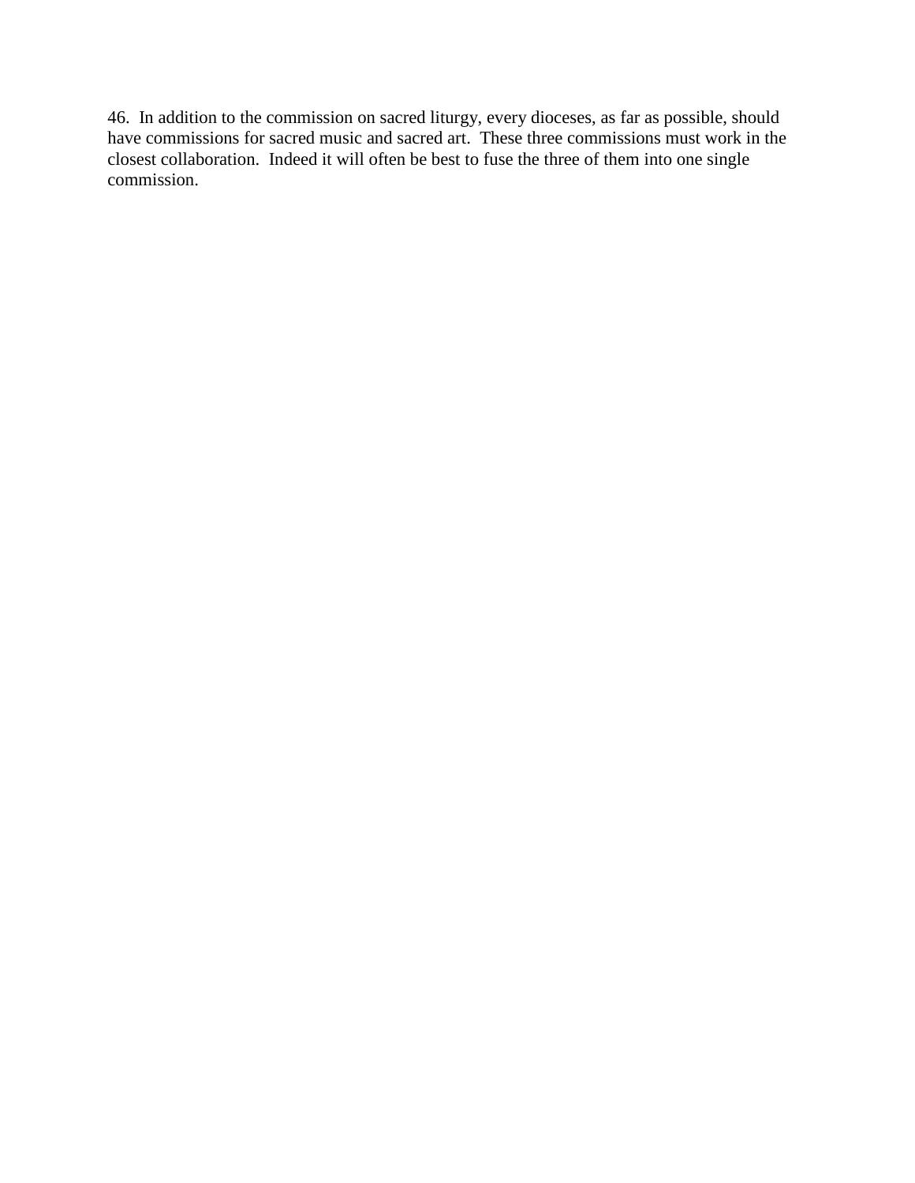46. In addition to the commission on sacred liturgy, every dioceses, as far as possible, should have commissions for sacred music and sacred art. These three commissions must work in the closest collaboration. Indeed it will often be best to fuse the three of them into one single commission.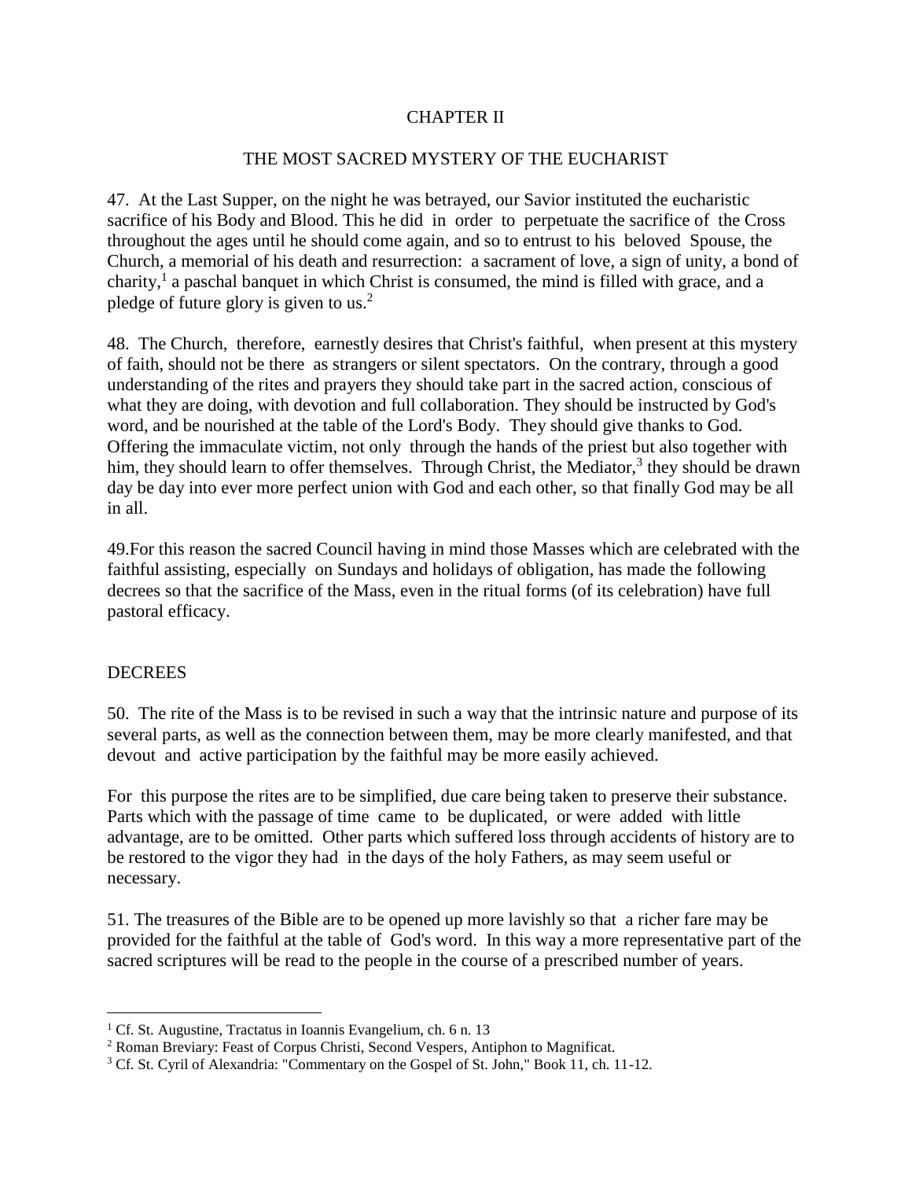## CHAPTER II

## THE MOST SACRED MYSTERY OF THE EUCHARIST

47. At the Last Supper, on the night he was betrayed, our Savior instituted the eucharistic sacrifice of his Body and Blood. This he did in order to perpetuate the sacrifice of the Cross throughout the ages until he should come again, and so to entrust to his beloved Spouse, the Church, a memorial of his death and resurrection: a sacrament of love, a sign of unity, a bond of charity,[1] a paschal banquet in which Christ is consumed, the mind is filled with grace, and a pledge of future glory is given to us.[2]

48. The Church, therefore, earnestly desires that Christ's faithful, when present at this mystery of faith, should not be there as strangers or silent spectators. On the contrary, through a good understanding of the rites and prayers they should take part in the sacred action, conscious of what they are doing, with devotion and full collaboration. They should be instructed by God's word, and be nourished at the table of the Lord's Body. They should give thanks to God. Offering the immaculate victim, not only through the hands of the priest but also together with him, they should learn to offer themselves. Through Christ, the Mediator,[3] they should be drawn day be day into ever more perfect union with God and each other, so that finally God may be all in all.

49.For this reason the sacred Council having in mind those Masses which are celebrated with the faithful assisting, especially on Sundays and holidays of obligation, has made the following decrees so that the sacrifice of the Mass, even in the ritual forms (of its celebration) have full pastoral efficacy.

### DECREES

50. The rite of the Mass is to be revised in such a way that the intrinsic nature and purpose of its several parts, as well as the connection between them, may be more clearly manifested, and that devout and active participation by the faithful may be more easily achieved.

For this purpose the rites are to be simplified, due care being taken to preserve their substance. Parts which with the passage of time came to be duplicated, or were added with little advantage, are to be omitted. Other parts which suffered loss through accidents of history are to be restored to the vigor they had in the days of the holy Fathers, as may seem useful or necessary.

51. The treasures of the Bible are to be opened up more lavishly so that a richer fare may be provided for the faithful at the table of God's word. In this way a more representative part of the sacred scriptures will be read to the people in the course of a prescribed number of years.

---

[1] Cf. St. Augustine, Tractatus in Ioannis Evangelium, ch. 6 n. 13

[2] Roman Breviary: Feast of Corpus Christi, Second Vespers, Antiphon to Magnificat.

[3] Cf. St. Cyril of Alexandria: "Commentary on the Gospel of St. John," Book 11, ch. 11-12.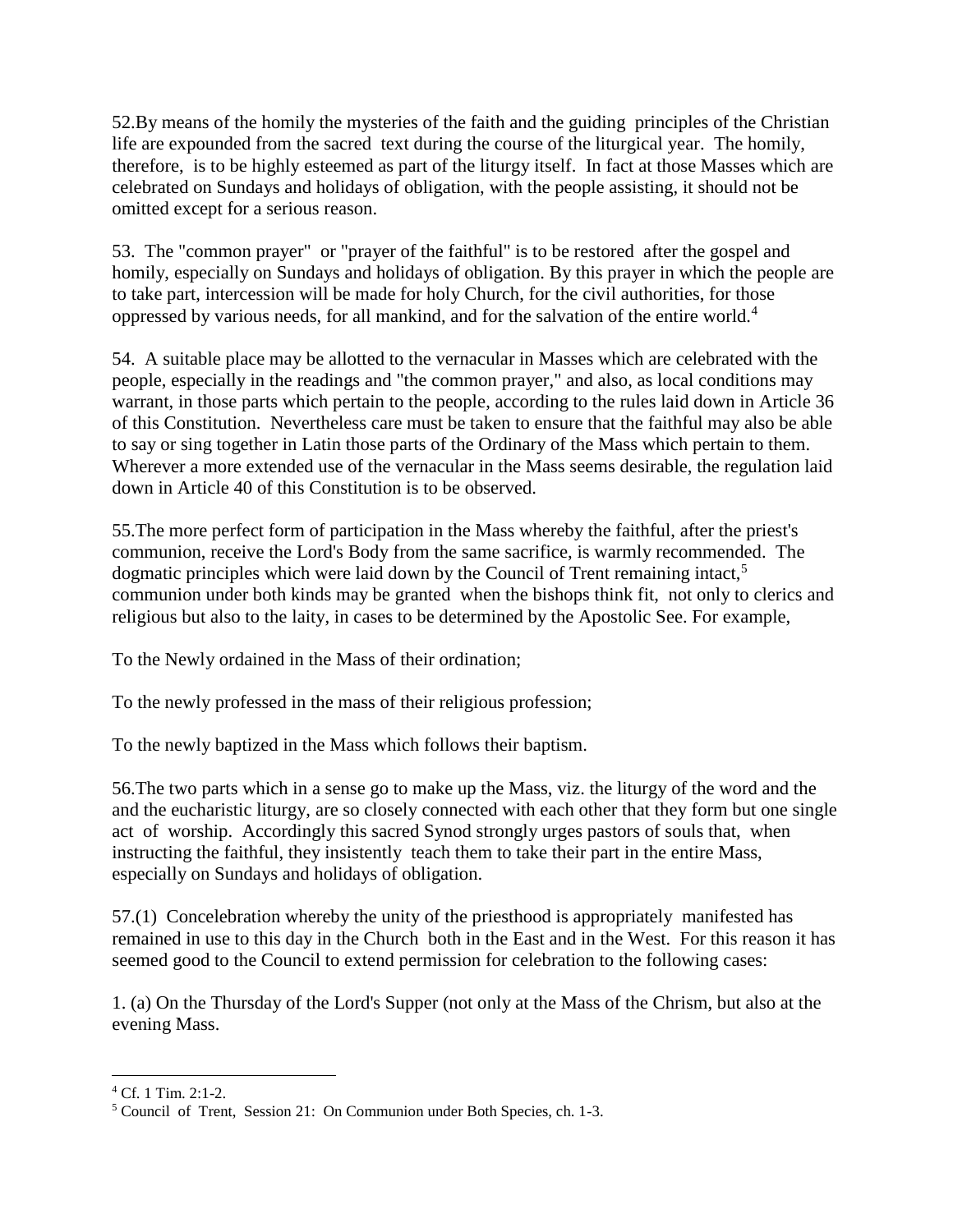52.By means of the homily the mysteries of the faith and the guiding principles of the Christian life are expounded from the sacred text during the course of the liturgical year. The homily, therefore, is to be highly esteemed as part of the liturgy itself. In fact at those Masses which are celebrated on Sundays and holidays of obligation, with the people assisting, it should not be omitted except for a serious reason.

53. The "common prayer" or "prayer of the faithful" is to be restored after the gospel and homily, especially on Sundays and holidays of obligation. By this prayer in which the people are to take part, intercession will be made for holy Church, for the civil authorities, for those oppressed by various needs, for all mankind, and for the salvation of the entire world.[4]

54. A suitable place may be allotted to the vernacular in Masses which are celebrated with the people, especially in the readings and "the common prayer," and also, as local conditions may warrant, in those parts which pertain to the people, according to the rules laid down in Article 36 of this Constitution. Nevertheless care must be taken to ensure that the faithful may also be able to say or sing together in Latin those parts of the Ordinary of the Mass which pertain to them. Wherever a more extended use of the vernacular in the Mass seems desirable, the regulation laid down in Article 40 of this Constitution is to be observed.

55.The more perfect form of participation in the Mass whereby the faithful, after the priest's communion, receive the Lord's Body from the same sacrifice, is warmly recommended. The dogmatic principles which were laid down by the Council of Trent remaining intact,[5] communion under both kinds may be granted when the bishops think fit, not only to clerics and religious but also to the laity, in cases to be determined by the Apostolic See. For example,

To the Newly ordained in the Mass of their ordination;

To the newly professed in the mass of their religious profession;

To the newly baptized in the Mass which follows their baptism.

56.The two parts which in a sense go to make up the Mass, viz. the liturgy of the word and the and the eucharistic liturgy, are so closely connected with each other that they form but one single act of worship. Accordingly this sacred Synod strongly urges pastors of souls that, when instructing the faithful, they insistently teach them to take their part in the entire Mass, especially on Sundays and holidays of obligation.

57.(1) Concelebration whereby the unity of the priesthood is appropriately manifested has remained in use to this day in the Church both in the East and in the West. For this reason it has seemed good to the Council to extend permission for celebration to the following cases:

1. (a) On the Thursday of the Lord's Supper (not only at the Mass of the Chrism, but also at the evening Mass.

---

[4] Cf. 1 Tim. 2:1-2.

[5] Council of Trent, Session 21: On Communion under Both Species, ch. 1-3.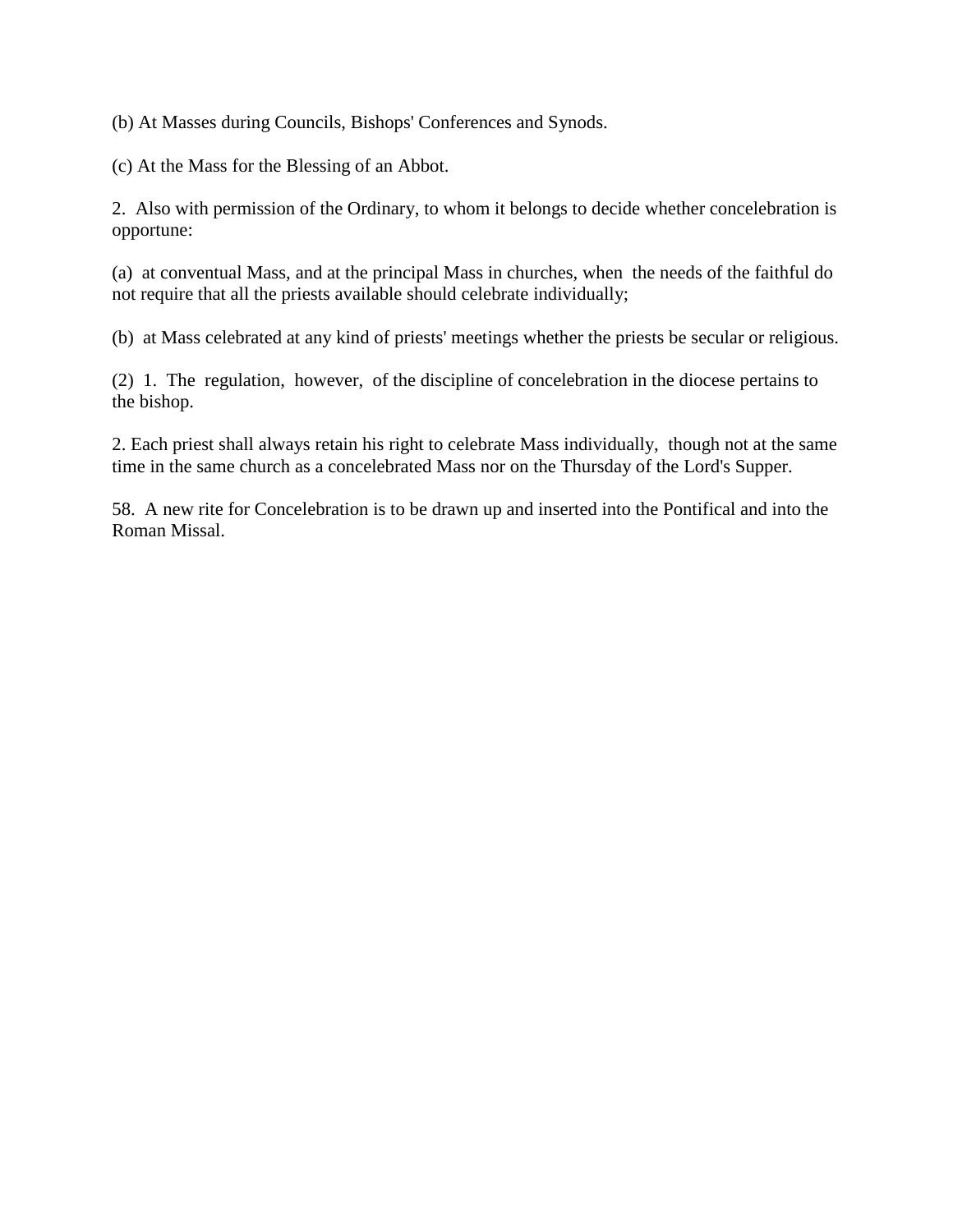(b) At Masses during Councils, Bishops' Conferences and Synods.

(c) At the Mass for the Blessing of an Abbot.

2. Also with permission of the Ordinary, to whom it belongs to decide whether concelebration is opportune:

(a) at conventual Mass, and at the principal Mass in churches, when the needs of the faithful do not require that all the priests available should celebrate individually;

(b) at Mass celebrated at any kind of priests' meetings whether the priests be secular or religious.

(2) 1. The regulation, however, of the discipline of concelebration in the diocese pertains to the bishop.

2. Each priest shall always retain his right to celebrate Mass individually, though not at the same time in the same church as a concelebrated Mass nor on the Thursday of the Lord's Supper.

58. A new rite for Concelebration is to be drawn up and inserted into the Pontifical and into the Roman Missal.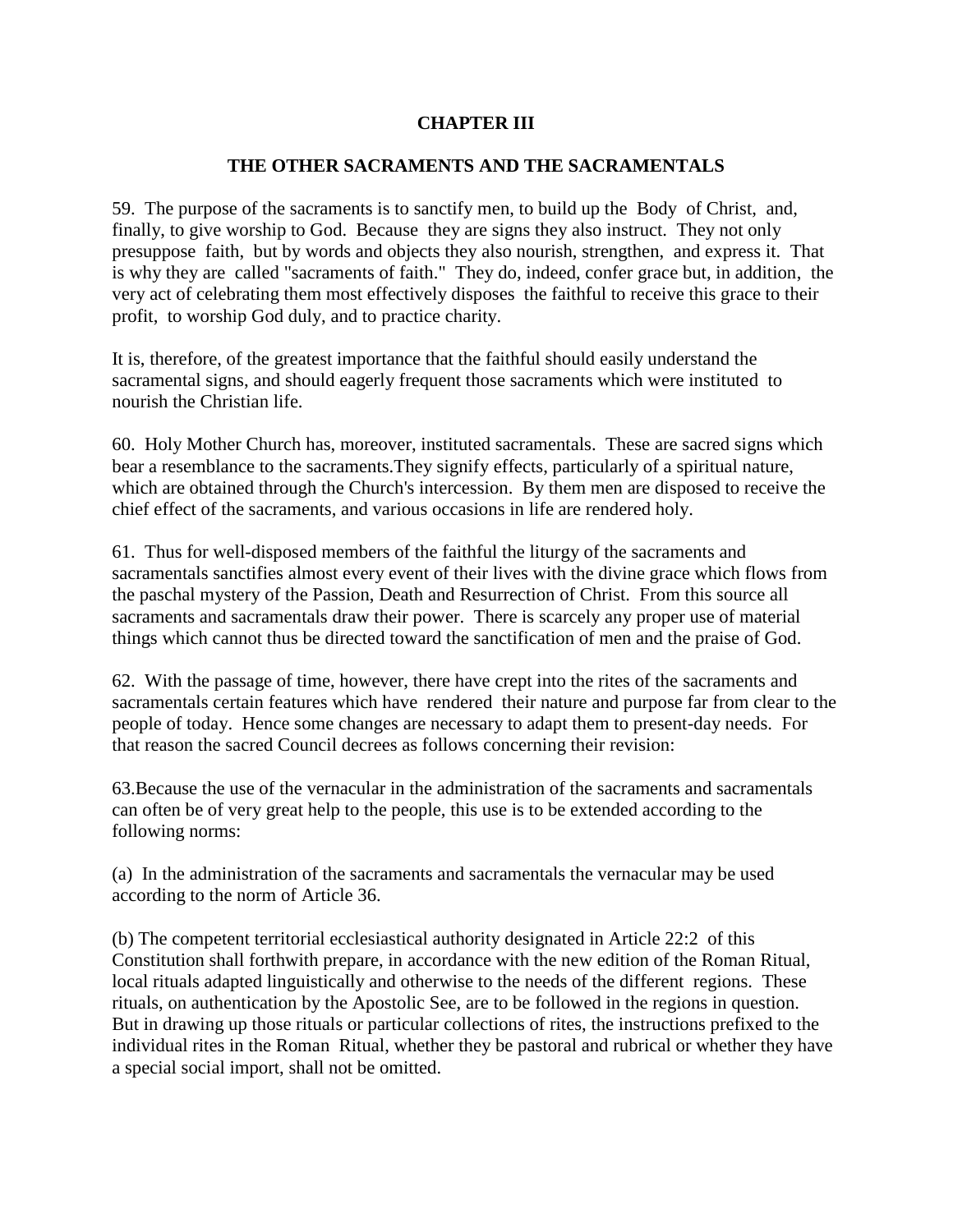## CHAPTER III

## THE OTHER SACRAMENTS AND THE SACRAMENTALS

59. The purpose of the sacraments is to sanctify men, to build up the Body of Christ, and, finally, to give worship to God. Because they are signs they also instruct. They not only presuppose faith, but by words and objects they also nourish, strengthen, and express it. That is why they are called "sacraments of faith." They do, indeed, confer grace but, in addition, the very act of celebrating them most effectively disposes the faithful to receive this grace to their profit, to worship God duly, and to practice charity.

It is, therefore, of the greatest importance that the faithful should easily understand the sacramental signs, and should eagerly frequent those sacraments which were instituted to nourish the Christian life.

60. Holy Mother Church has, moreover, instituted sacramentals. These are sacred signs which bear a resemblance to the sacraments.They signify effects, particularly of a spiritual nature, which are obtained through the Church's intercession. By them men are disposed to receive the chief effect of the sacraments, and various occasions in life are rendered holy.

61. Thus for well-disposed members of the faithful the liturgy of the sacraments and sacramentals sanctifies almost every event of their lives with the divine grace which flows from the paschal mystery of the Passion, Death and Resurrection of Christ. From this source all sacraments and sacramentals draw their power. There is scarcely any proper use of material things which cannot thus be directed toward the sanctification of men and the praise of God.

62. With the passage of time, however, there have crept into the rites of the sacraments and sacramentals certain features which have rendered their nature and purpose far from clear to the people of today. Hence some changes are necessary to adapt them to present-day needs. For that reason the sacred Council decrees as follows concerning their revision:

63.Because the use of the vernacular in the administration of the sacraments and sacramentals can often be of very great help to the people, this use is to be extended according to the following norms:

(a) In the administration of the sacraments and sacramentals the vernacular may be used according to the norm of Article 36.

(b) The competent territorial ecclesiastical authority designated in Article 22:2 of this Constitution shall forthwith prepare, in accordance with the new edition of the Roman Ritual, local rituals adapted linguistically and otherwise to the needs of the different regions. These rituals, on authentication by the Apostolic See, are to be followed in the regions in question. But in drawing up those rituals or particular collections of rites, the instructions prefixed to the individual rites in the Roman Ritual, whether they be pastoral and rubrical or whether they have a special social import, shall not be omitted.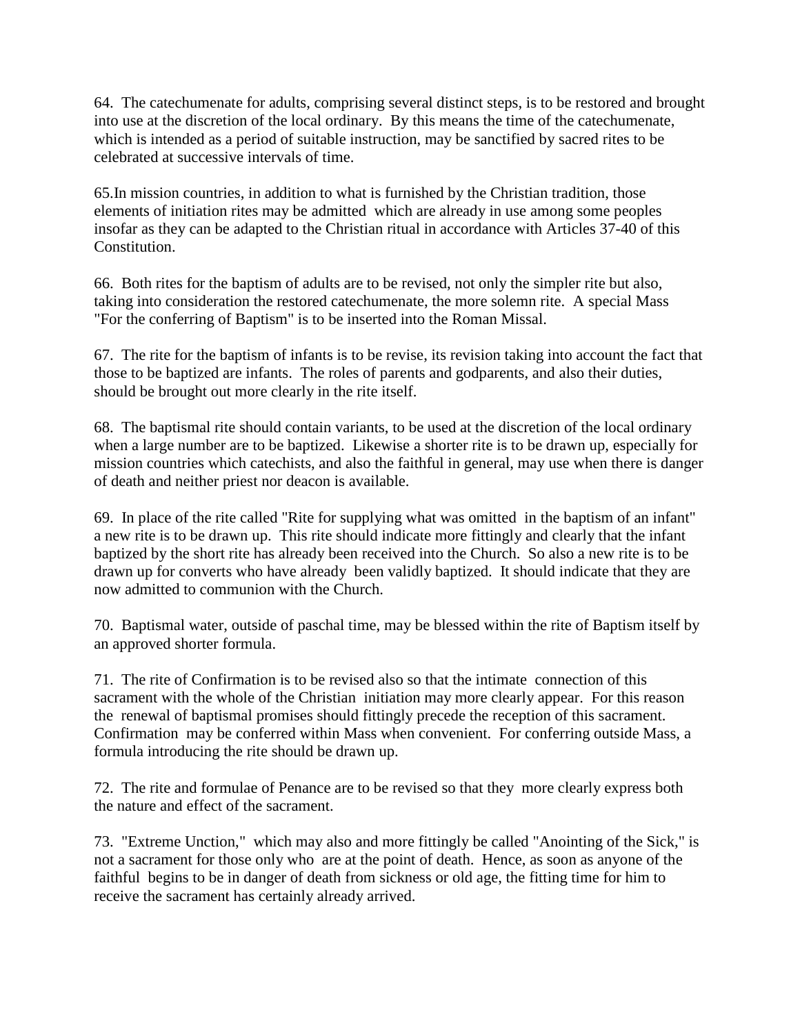64. The catechumenate for adults, comprising several distinct steps, is to be restored and brought into use at the discretion of the local ordinary. By this means the time of the catechumenate, which is intended as a period of suitable instruction, may be sanctified by sacred rites to be celebrated at successive intervals of time.

65.In mission countries, in addition to what is furnished by the Christian tradition, those elements of initiation rites may be admitted which are already in use among some peoples insofar as they can be adapted to the Christian ritual in accordance with Articles 37-40 of this Constitution.

66. Both rites for the baptism of adults are to be revised, not only the simpler rite but also, taking into consideration the restored catechumenate, the more solemn rite. A special Mass "For the conferring of Baptism" is to be inserted into the Roman Missal.

67. The rite for the baptism of infants is to be revise, its revision taking into account the fact that those to be baptized are infants. The roles of parents and godparents, and also their duties, should be brought out more clearly in the rite itself.

68. The baptismal rite should contain variants, to be used at the discretion of the local ordinary when a large number are to be baptized. Likewise a shorter rite is to be drawn up, especially for mission countries which catechists, and also the faithful in general, may use when there is danger of death and neither priest nor deacon is available.

69. In place of the rite called "Rite for supplying what was omitted in the baptism of an infant" a new rite is to be drawn up. This rite should indicate more fittingly and clearly that the infant baptized by the short rite has already been received into the Church. So also a new rite is to be drawn up for converts who have already been validly baptized. It should indicate that they are now admitted to communion with the Church.

70. Baptismal water, outside of paschal time, may be blessed within the rite of Baptism itself by an approved shorter formula.

71. The rite of Confirmation is to be revised also so that the intimate connection of this sacrament with the whole of the Christian initiation may more clearly appear. For this reason the renewal of baptismal promises should fittingly precede the reception of this sacrament. Confirmation may be conferred within Mass when convenient. For conferring outside Mass, a formula introducing the rite should be drawn up.

72. The rite and formulae of Penance are to be revised so that they more clearly express both the nature and effect of the sacrament.

73. "Extreme Unction," which may also and more fittingly be called "Anointing of the Sick," is not a sacrament for those only who are at the point of death. Hence, as soon as anyone of the faithful begins to be in danger of death from sickness or old age, the fitting time for him to receive the sacrament has certainly already arrived.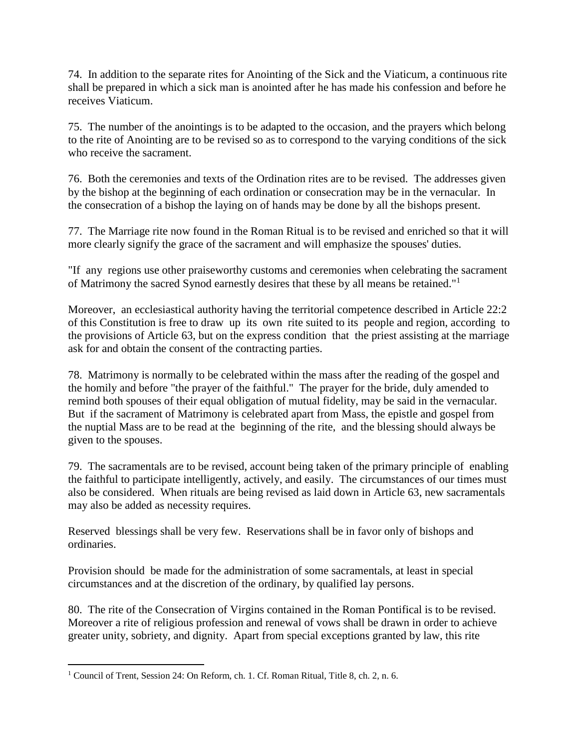74. In addition to the separate rites for Anointing of the Sick and the Viaticum, a continuous rite shall be prepared in which a sick man is anointed after he has made his confession and before he receives Viaticum.

75. The number of the anointings is to be adapted to the occasion, and the prayers which belong to the rite of Anointing are to be revised so as to correspond to the varying conditions of the sick who receive the sacrament.

76. Both the ceremonies and texts of the Ordination rites are to be revised. The addresses given by the bishop at the beginning of each ordination or consecration may be in the vernacular. In the consecration of a bishop the laying on of hands may be done by all the bishops present.

77. The Marriage rite now found in the Roman Ritual is to be revised and enriched so that it will more clearly signify the grace of the sacrament and will emphasize the spouses' duties.

"If any regions use other praiseworthy customs and ceremonies when celebrating the sacrament of Matrimony the sacred Synod earnestly desires that these by all means be retained."[1]

Moreover, an ecclesiastical authority having the territorial competence described in Article 22:2 of this Constitution is free to draw up its own rite suited to its people and region, according to the provisions of Article 63, but on the express condition that the priest assisting at the marriage ask for and obtain the consent of the contracting parties.

78. Matrimony is normally to be celebrated within the mass after the reading of the gospel and the homily and before "the prayer of the faithful." The prayer for the bride, duly amended to remind both spouses of their equal obligation of mutual fidelity, may be said in the vernacular. But if the sacrament of Matrimony is celebrated apart from Mass, the epistle and gospel from the nuptial Mass are to be read at the beginning of the rite, and the blessing should always be given to the spouses.

79. The sacramentals are to be revised, account being taken of the primary principle of enabling the faithful to participate intelligently, actively, and easily. The circumstances of our times must also be considered. When rituals are being revised as laid down in Article 63, new sacramentals may also be added as necessity requires.

Reserved blessings shall be very few. Reservations shall be in favor only of bishops and ordinaries.

Provision should be made for the administration of some sacramentals, at least in special circumstances and at the discretion of the ordinary, by qualified lay persons.

80. The rite of the Consecration of Virgins contained in the Roman Pontifical is to be revised. Moreover a rite of religious profession and renewal of vows shall be drawn in order to achieve greater unity, sobriety, and dignity. Apart from special exceptions granted by law, this rite

[1] Council of Trent, Session 24: On Reform, ch. 1. Cf. Roman Ritual, Title 8, ch. 2, n. 6.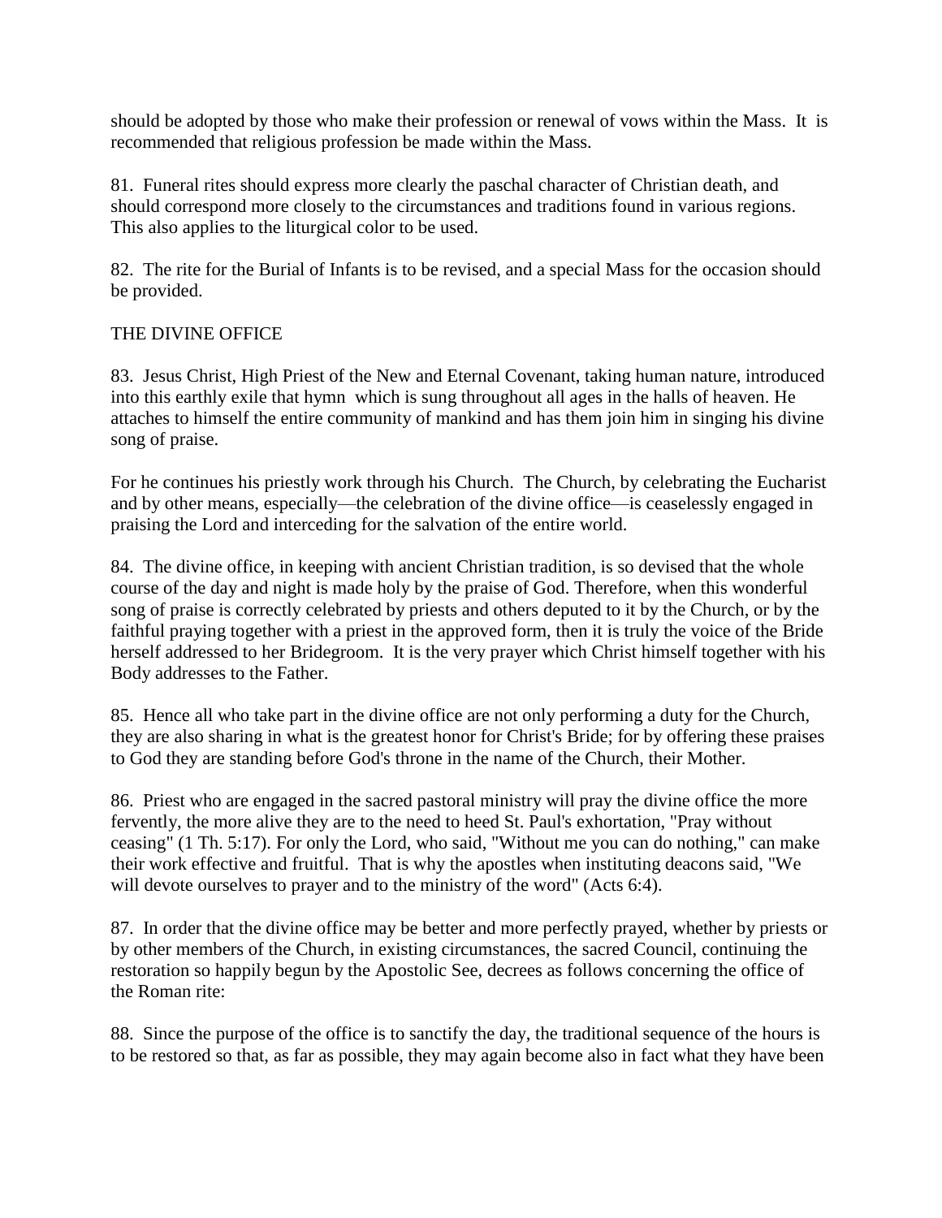should be adopted by those who make their profession or renewal of vows within the Mass. It is recommended that religious profession be made within the Mass.

81. Funeral rites should express more clearly the paschal character of Christian death, and should correspond more closely to the circumstances and traditions found in various regions. This also applies to the liturgical color to be used.

82. The rite for the Burial of Infants is to be revised, and a special Mass for the occasion should be provided.

## THE DIVINE OFFICE

83. Jesus Christ, High Priest of the New and Eternal Covenant, taking human nature, introduced into this earthly exile that hymn which is sung throughout all ages in the halls of heaven. He attaches to himself the entire community of mankind and has them join him in singing his divine song of praise.

For he continues his priestly work through his Church. The Church, by celebrating the Eucharist and by other means, especially—the celebration of the divine office—is ceaselessly engaged in praising the Lord and interceding for the salvation of the entire world.

84. The divine office, in keeping with ancient Christian tradition, is so devised that the whole course of the day and night is made holy by the praise of God. Therefore, when this wonderful song of praise is correctly celebrated by priests and others deputed to it by the Church, or by the faithful praying together with a priest in the approved form, then it is truly the voice of the Bride herself addressed to her Bridegroom. It is the very prayer which Christ himself together with his Body addresses to the Father.

85. Hence all who take part in the divine office are not only performing a duty for the Church, they are also sharing in what is the greatest honor for Christ's Bride; for by offering these praises to God they are standing before God's throne in the name of the Church, their Mother.

86. Priest who are engaged in the sacred pastoral ministry will pray the divine office the more fervently, the more alive they are to the need to heed St. Paul's exhortation, "Pray without ceasing" (1 Th. 5:17). For only the Lord, who said, "Without me you can do nothing," can make their work effective and fruitful. That is why the apostles when instituting deacons said, "We will devote ourselves to prayer and to the ministry of the word" (Acts 6:4).

87. In order that the divine office may be better and more perfectly prayed, whether by priests or by other members of the Church, in existing circumstances, the sacred Council, continuing the restoration so happily begun by the Apostolic See, decrees as follows concerning the office of the Roman rite:

88. Since the purpose of the office is to sanctify the day, the traditional sequence of the hours is to be restored so that, as far as possible, they may again become also in fact what they have been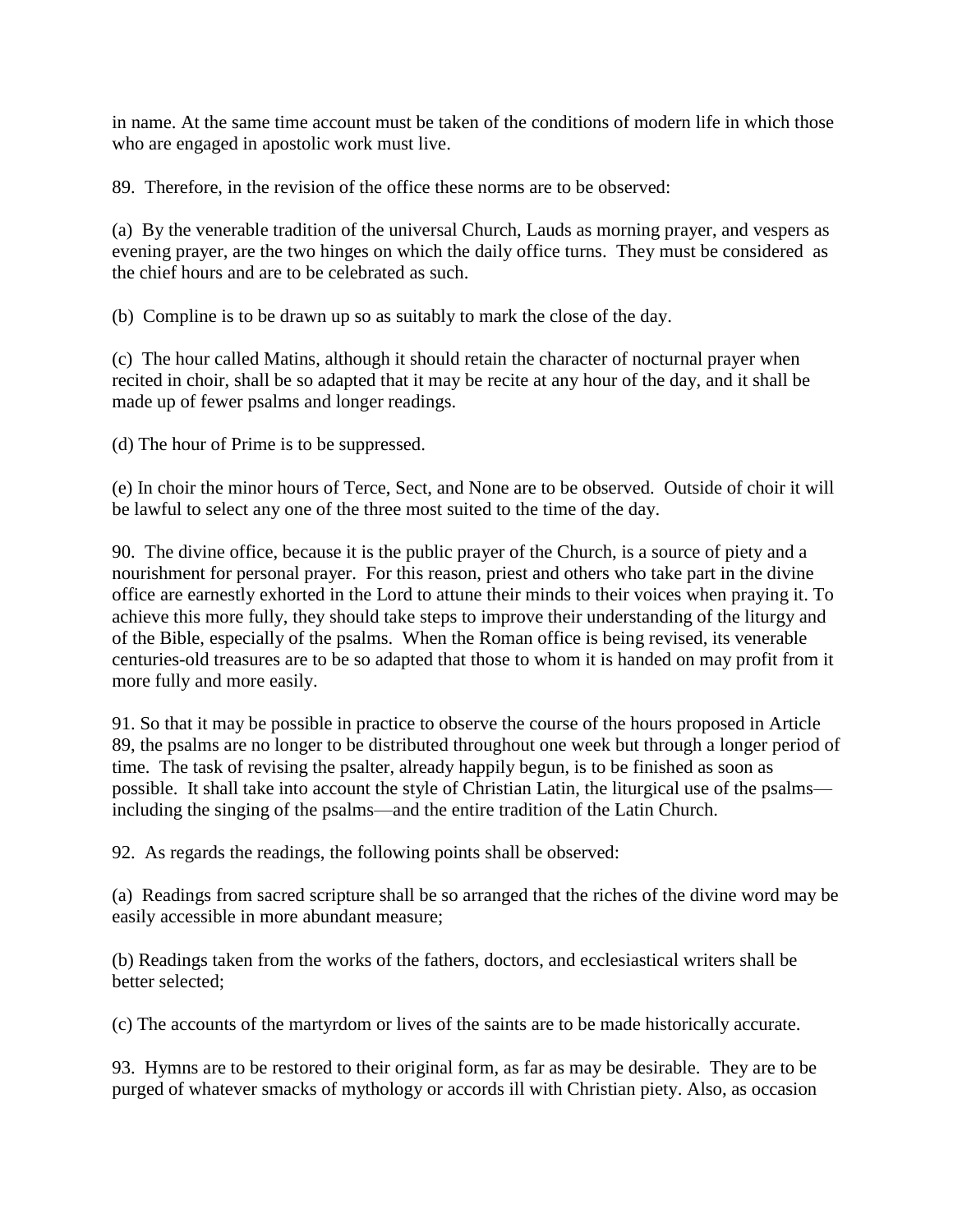in name. At the same time account must be taken of the conditions of modern life in which those who are engaged in apostolic work must live.

89. Therefore, in the revision of the office these norms are to be observed:

(a) By the venerable tradition of the universal Church, Lauds as morning prayer, and vespers as evening prayer, are the two hinges on which the daily office turns. They must be considered as the chief hours and are to be celebrated as such.

(b) Compline is to be drawn up so as suitably to mark the close of the day.

(c) The hour called Matins, although it should retain the character of nocturnal prayer when recited in choir, shall be so adapted that it may be recite at any hour of the day, and it shall be made up of fewer psalms and longer readings.

(d) The hour of Prime is to be suppressed.

(e) In choir the minor hours of Terce, Sect, and None are to be observed. Outside of choir it will be lawful to select any one of the three most suited to the time of the day.

90. The divine office, because it is the public prayer of the Church, is a source of piety and a nourishment for personal prayer. For this reason, priest and others who take part in the divine office are earnestly exhorted in the Lord to attune their minds to their voices when praying it. To achieve this more fully, they should take steps to improve their understanding of the liturgy and of the Bible, especially of the psalms. When the Roman office is being revised, its venerable centuries-old treasures are to be so adapted that those to whom it is handed on may profit from it more fully and more easily.

91. So that it may be possible in practice to observe the course of the hours proposed in Article 89, the psalms are no longer to be distributed throughout one week but through a longer period of time. The task of revising the psalter, already happily begun, is to be finished as soon as possible. It shall take into account the style of Christian Latin, the liturgical use of the psalms—including the singing of the psalms—and the entire tradition of the Latin Church.

92. As regards the readings, the following points shall be observed:

(a) Readings from sacred scripture shall be so arranged that the riches of the divine word may be easily accessible in more abundant measure;

(b) Readings taken from the works of the fathers, doctors, and ecclesiastical writers shall be better selected;

(c) The accounts of the martyrdom or lives of the saints are to be made historically accurate.

93. Hymns are to be restored to their original form, as far as may be desirable. They are to be purged of whatever smacks of mythology or accords ill with Christian piety. Also, as occasion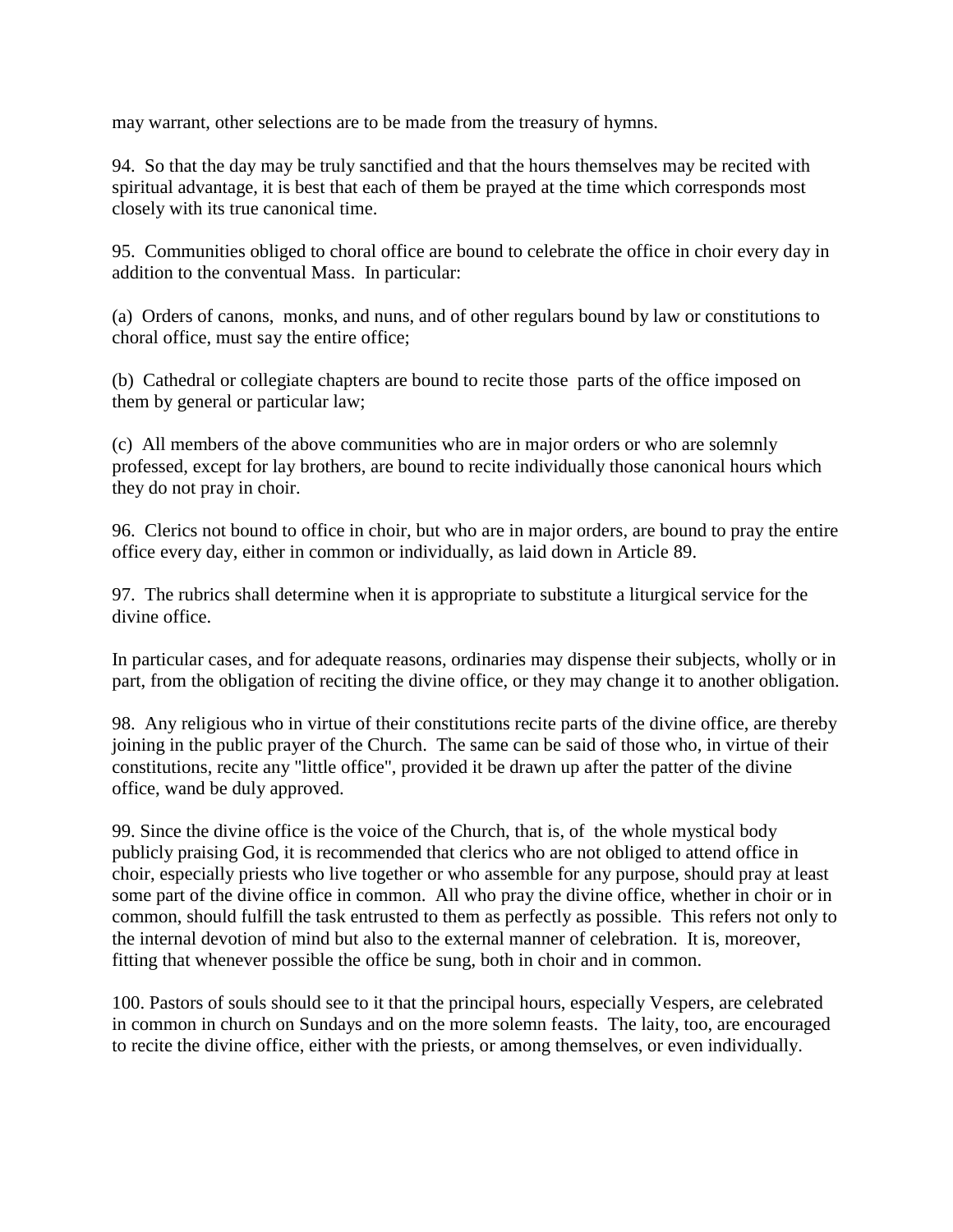may warrant, other selections are to be made from the treasury of hymns.

94. So that the day may be truly sanctified and that the hours themselves may be recited with spiritual advantage, it is best that each of them be prayed at the time which corresponds most closely with its true canonical time.

95. Communities obliged to choral office are bound to celebrate the office in choir every day in addition to the conventual Mass. In particular:

(a) Orders of canons, monks, and nuns, and of other regulars bound by law or constitutions to choral office, must say the entire office;

(b) Cathedral or collegiate chapters are bound to recite those parts of the office imposed on them by general or particular law;

(c) All members of the above communities who are in major orders or who are solemnly professed, except for lay brothers, are bound to recite individually those canonical hours which they do not pray in choir.

96. Clerics not bound to office in choir, but who are in major orders, are bound to pray the entire office every day, either in common or individually, as laid down in Article 89.

97. The rubrics shall determine when it is appropriate to substitute a liturgical service for the divine office.

In particular cases, and for adequate reasons, ordinaries may dispense their subjects, wholly or in part, from the obligation of reciting the divine office, or they may change it to another obligation.

98. Any religious who in virtue of their constitutions recite parts of the divine office, are thereby joining in the public prayer of the Church. The same can be said of those who, in virtue of their constitutions, recite any "little office", provided it be drawn up after the patter of the divine office, wand be duly approved.

99. Since the divine office is the voice of the Church, that is, of the whole mystical body publicly praising God, it is recommended that clerics who are not obliged to attend office in choir, especially priests who live together or who assemble for any purpose, should pray at least some part of the divine office in common. All who pray the divine office, whether in choir or in common, should fulfill the task entrusted to them as perfectly as possible. This refers not only to the internal devotion of mind but also to the external manner of celebration. It is, moreover, fitting that whenever possible the office be sung, both in choir and in common.

100. Pastors of souls should see to it that the principal hours, especially Vespers, are celebrated in common in church on Sundays and on the more solemn feasts. The laity, too, are encouraged to recite the divine office, either with the priests, or among themselves, or even individually.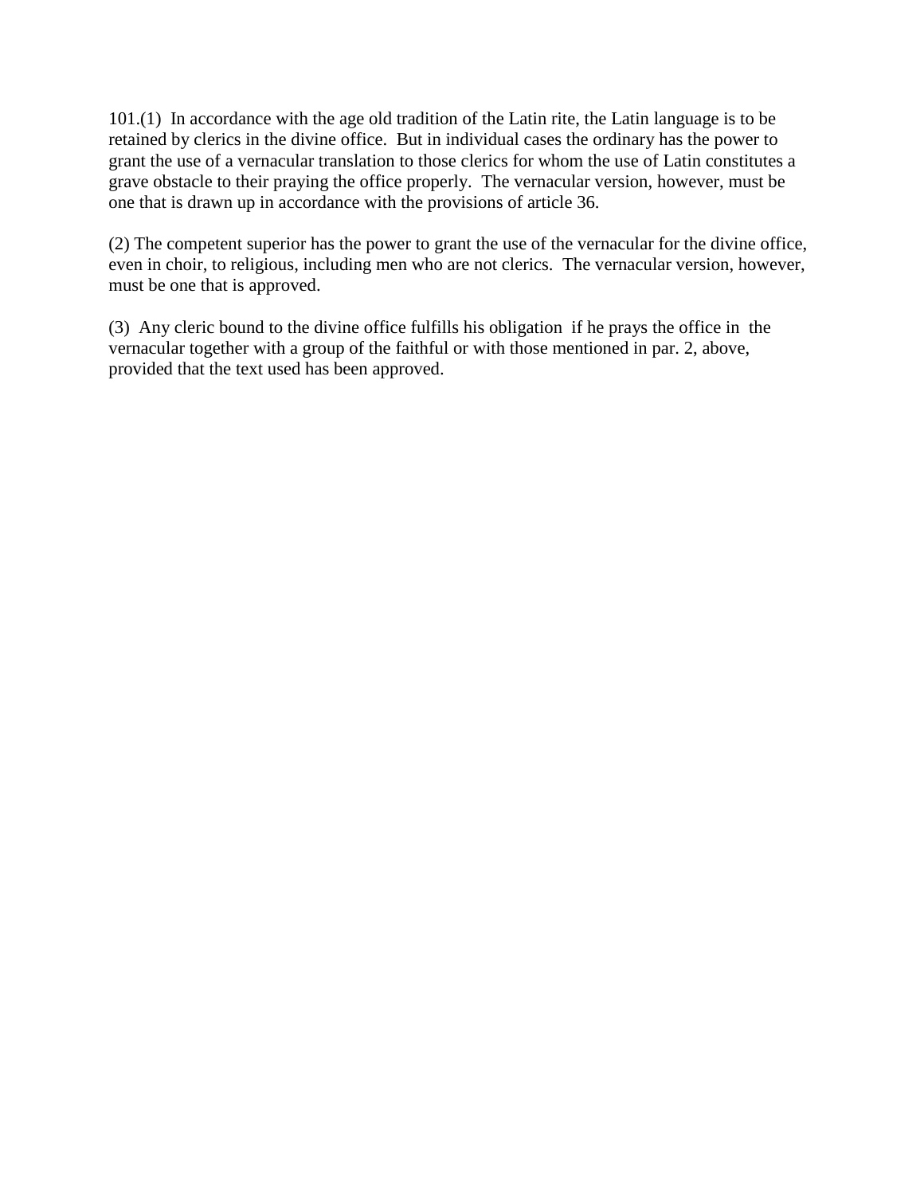101.(1) In accordance with the age old tradition of the Latin rite, the Latin language is to be retained by clerics in the divine office. But in individual cases the ordinary has the power to grant the use of a vernacular translation to those clerics for whom the use of Latin constitutes a grave obstacle to their praying the office properly. The vernacular version, however, must be one that is drawn up in accordance with the provisions of article 36.

(2) The competent superior has the power to grant the use of the vernacular for the divine office, even in choir, to religious, including men who are not clerics. The vernacular version, however, must be one that is approved.

(3) Any cleric bound to the divine office fulfills his obligation if he prays the office in the vernacular together with a group of the faithful or with those mentioned in par. 2, above, provided that the text used has been approved.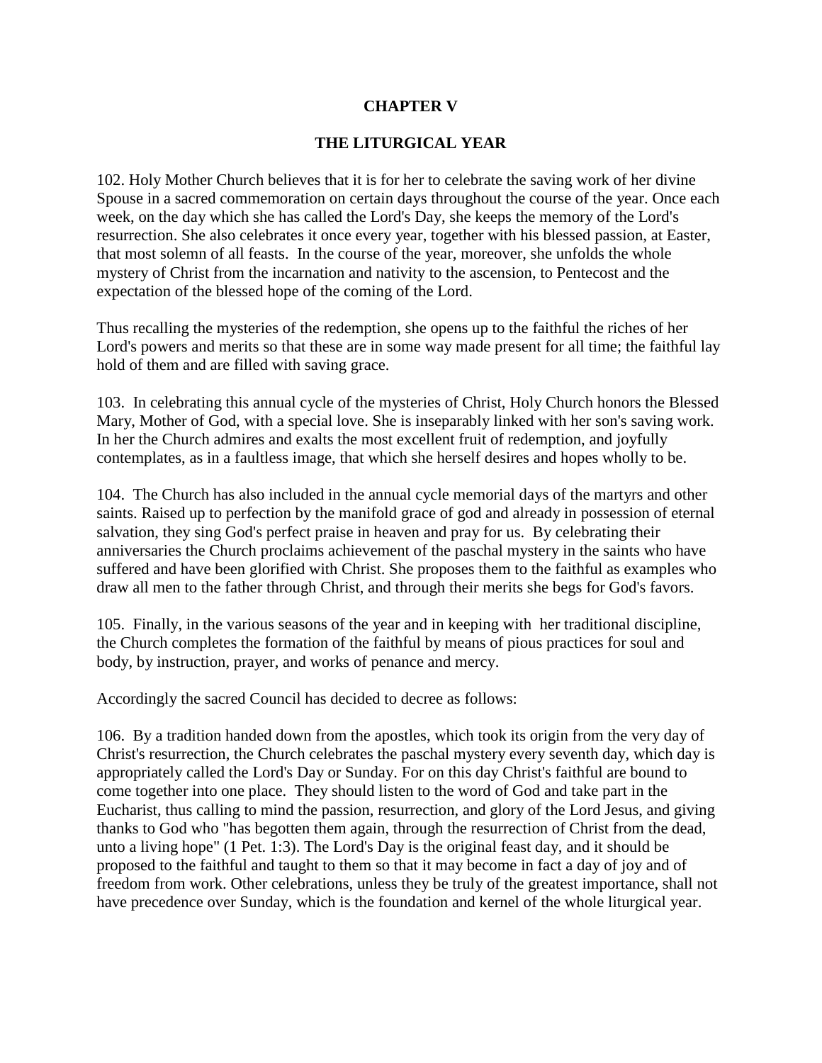## CHAPTER V

## THE LITURGICAL YEAR

102. Holy Mother Church believes that it is for her to celebrate the saving work of her divine Spouse in a sacred commemoration on certain days throughout the course of the year. Once each week, on the day which she has called the Lord's Day, she keeps the memory of the Lord's resurrection. She also celebrates it once every year, together with his blessed passion, at Easter, that most solemn of all feasts. In the course of the year, moreover, she unfolds the whole mystery of Christ from the incarnation and nativity to the ascension, to Pentecost and the expectation of the blessed hope of the coming of the Lord.

Thus recalling the mysteries of the redemption, she opens up to the faithful the riches of her Lord's powers and merits so that these are in some way made present for all time; the faithful lay hold of them and are filled with saving grace.

103. In celebrating this annual cycle of the mysteries of Christ, Holy Church honors the Blessed Mary, Mother of God, with a special love. She is inseparably linked with her son's saving work. In her the Church admires and exalts the most excellent fruit of redemption, and joyfully contemplates, as in a faultless image, that which she herself desires and hopes wholly to be.

104. The Church has also included in the annual cycle memorial days of the martyrs and other saints. Raised up to perfection by the manifold grace of god and already in possession of eternal salvation, they sing God's perfect praise in heaven and pray for us. By celebrating their anniversaries the Church proclaims achievement of the paschal mystery in the saints who have suffered and have been glorified with Christ. She proposes them to the faithful as examples who draw all men to the father through Christ, and through their merits she begs for God's favors.

105. Finally, in the various seasons of the year and in keeping with her traditional discipline, the Church completes the formation of the faithful by means of pious practices for soul and body, by instruction, prayer, and works of penance and mercy.

Accordingly the sacred Council has decided to decree as follows:

106. By a tradition handed down from the apostles, which took its origin from the very day of Christ's resurrection, the Church celebrates the paschal mystery every seventh day, which day is appropriately called the Lord's Day or Sunday. For on this day Christ's faithful are bound to come together into one place. They should listen to the word of God and take part in the Eucharist, thus calling to mind the passion, resurrection, and glory of the Lord Jesus, and giving thanks to God who "has begotten them again, through the resurrection of Christ from the dead, unto a living hope" (1 Pet. 1:3). The Lord's Day is the original feast day, and it should be proposed to the faithful and taught to them so that it may become in fact a day of joy and of freedom from work. Other celebrations, unless they be truly of the greatest importance, shall not have precedence over Sunday, which is the foundation and kernel of the whole liturgical year.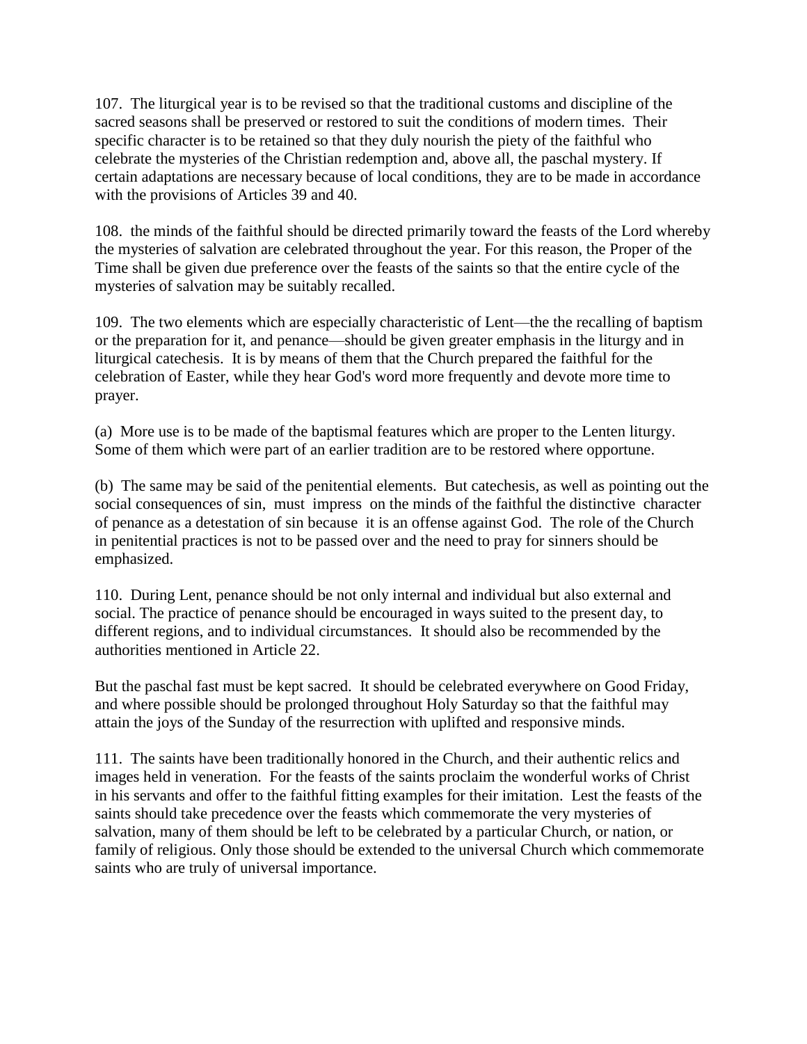107. The liturgical year is to be revised so that the traditional customs and discipline of the sacred seasons shall be preserved or restored to suit the conditions of modern times. Their specific character is to be retained so that they duly nourish the piety of the faithful who celebrate the mysteries of the Christian redemption and, above all, the paschal mystery. If certain adaptations are necessary because of local conditions, they are to be made in accordance with the provisions of Articles 39 and 40.

108. the minds of the faithful should be directed primarily toward the feasts of the Lord whereby the mysteries of salvation are celebrated throughout the year. For this reason, the Proper of the Time shall be given due preference over the feasts of the saints so that the entire cycle of the mysteries of salvation may be suitably recalled.

109. The two elements which are especially characteristic of Lent—the the recalling of baptism or the preparation for it, and penance—should be given greater emphasis in the liturgy and in liturgical catechesis. It is by means of them that the Church prepared the faithful for the celebration of Easter, while they hear God's word more frequently and devote more time to prayer.

(a) More use is to be made of the baptismal features which are proper to the Lenten liturgy. Some of them which were part of an earlier tradition are to be restored where opportune.

(b) The same may be said of the penitential elements. But catechesis, as well as pointing out the social consequences of sin, must impress on the minds of the faithful the distinctive character of penance as a detestation of sin because it is an offense against God. The role of the Church in penitential practices is not to be passed over and the need to pray for sinners should be emphasized.

110. During Lent, penance should be not only internal and individual but also external and social. The practice of penance should be encouraged in ways suited to the present day, to different regions, and to individual circumstances. It should also be recommended by the authorities mentioned in Article 22.

But the paschal fast must be kept sacred. It should be celebrated everywhere on Good Friday, and where possible should be prolonged throughout Holy Saturday so that the faithful may attain the joys of the Sunday of the resurrection with uplifted and responsive minds.

111. The saints have been traditionally honored in the Church, and their authentic relics and images held in veneration. For the feasts of the saints proclaim the wonderful works of Christ in his servants and offer to the faithful fitting examples for their imitation. Lest the feasts of the saints should take precedence over the feasts which commemorate the very mysteries of salvation, many of them should be left to be celebrated by a particular Church, or nation, or family of religious. Only those should be extended to the universal Church which commemorate saints who are truly of universal importance.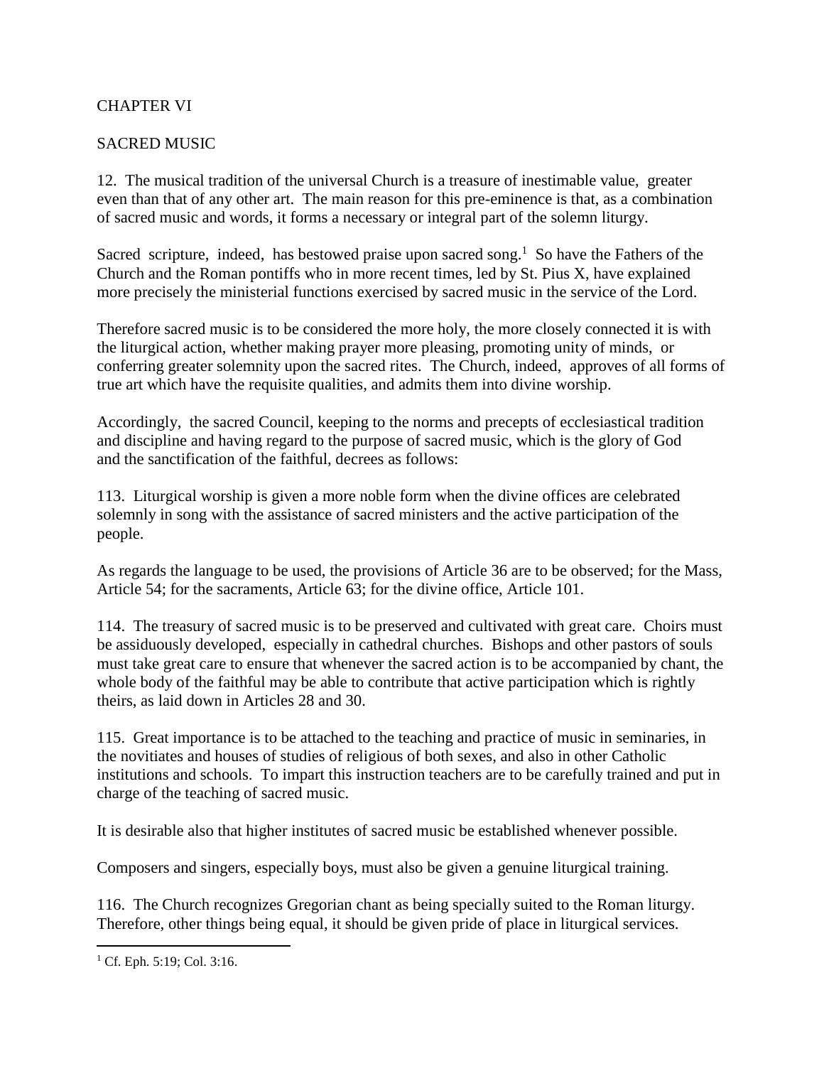## CHAPTER VI

## SACRED MUSIC

12. The musical tradition of the universal Church is a treasure of inestimable value, greater even than that of any other art. The main reason for this pre-eminence is that, as a combination of sacred music and words, it forms a necessary or integral part of the solemn liturgy.

Sacred scripture, indeed, has bestowed praise upon sacred song.[1] So have the Fathers of the Church and the Roman pontiffs who in more recent times, led by St. Pius X, have explained more precisely the ministerial functions exercised by sacred music in the service of the Lord.

Therefore sacred music is to be considered the more holy, the more closely connected it is with the liturgical action, whether making prayer more pleasing, promoting unity of minds, or conferring greater solemnity upon the sacred rites. The Church, indeed, approves of all forms of true art which have the requisite qualities, and admits them into divine worship.

Accordingly, the sacred Council, keeping to the norms and precepts of ecclesiastical tradition and discipline and having regard to the purpose of sacred music, which is the glory of God and the sanctification of the faithful, decrees as follows:

113. Liturgical worship is given a more noble form when the divine offices are celebrated solemnly in song with the assistance of sacred ministers and the active participation of the people.

As regards the language to be used, the provisions of Article 36 are to be observed; for the Mass, Article 54; for the sacraments, Article 63; for the divine office, Article 101.

114. The treasury of sacred music is to be preserved and cultivated with great care. Choirs must be assiduously developed, especially in cathedral churches. Bishops and other pastors of souls must take great care to ensure that whenever the sacred action is to be accompanied by chant, the whole body of the faithful may be able to contribute that active participation which is rightly theirs, as laid down in Articles 28 and 30.

115. Great importance is to be attached to the teaching and practice of music in seminaries, in the novitiates and houses of studies of religious of both sexes, and also in other Catholic institutions and schools. To impart this instruction teachers are to be carefully trained and put in charge of the teaching of sacred music.

It is desirable also that higher institutes of sacred music be established whenever possible.

Composers and singers, especially boys, must also be given a genuine liturgical training.

116. The Church recognizes Gregorian chant as being specially suited to the Roman liturgy. Therefore, other things being equal, it should be given pride of place in liturgical services.

[1] Cf. Eph. 5:19; Col. 3:16.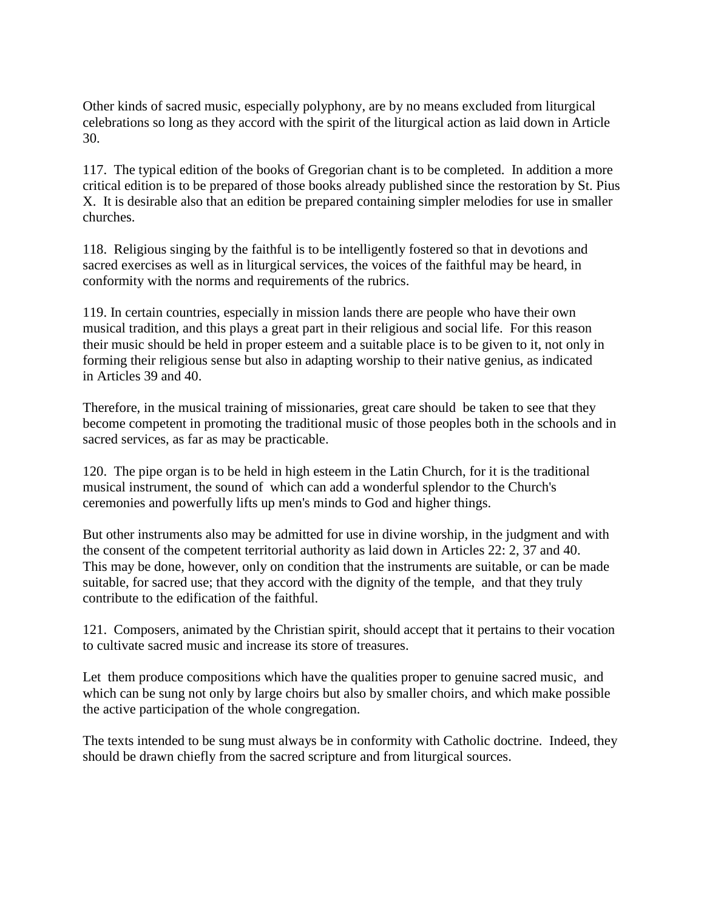Other kinds of sacred music, especially polyphony, are by no means excluded from liturgical celebrations so long as they accord with the spirit of the liturgical action as laid down in Article 30.

117. The typical edition of the books of Gregorian chant is to be completed. In addition a more critical edition is to be prepared of those books already published since the restoration by St. Pius X. It is desirable also that an edition be prepared containing simpler melodies for use in smaller churches.

118. Religious singing by the faithful is to be intelligently fostered so that in devotions and sacred exercises as well as in liturgical services, the voices of the faithful may be heard, in conformity with the norms and requirements of the rubrics.

119. In certain countries, especially in mission lands there are people who have their own musical tradition, and this plays a great part in their religious and social life. For this reason their music should be held in proper esteem and a suitable place is to be given to it, not only in forming their religious sense but also in adapting worship to their native genius, as indicated in Articles 39 and 40.

Therefore, in the musical training of missionaries, great care should be taken to see that they become competent in promoting the traditional music of those peoples both in the schools and in sacred services, as far as may be practicable.

120. The pipe organ is to be held in high esteem in the Latin Church, for it is the traditional musical instrument, the sound of which can add a wonderful splendor to the Church's ceremonies and powerfully lifts up men's minds to God and higher things.

But other instruments also may be admitted for use in divine worship, in the judgment and with the consent of the competent territorial authority as laid down in Articles 22: 2, 37 and 40. This may be done, however, only on condition that the instruments are suitable, or can be made suitable, for sacred use; that they accord with the dignity of the temple, and that they truly contribute to the edification of the faithful.

121. Composers, animated by the Christian spirit, should accept that it pertains to their vocation to cultivate sacred music and increase its store of treasures.

Let them produce compositions which have the qualities proper to genuine sacred music, and which can be sung not only by large choirs but also by smaller choirs, and which make possible the active participation of the whole congregation.

The texts intended to be sung must always be in conformity with Catholic doctrine. Indeed, they should be drawn chiefly from the sacred scripture and from liturgical sources.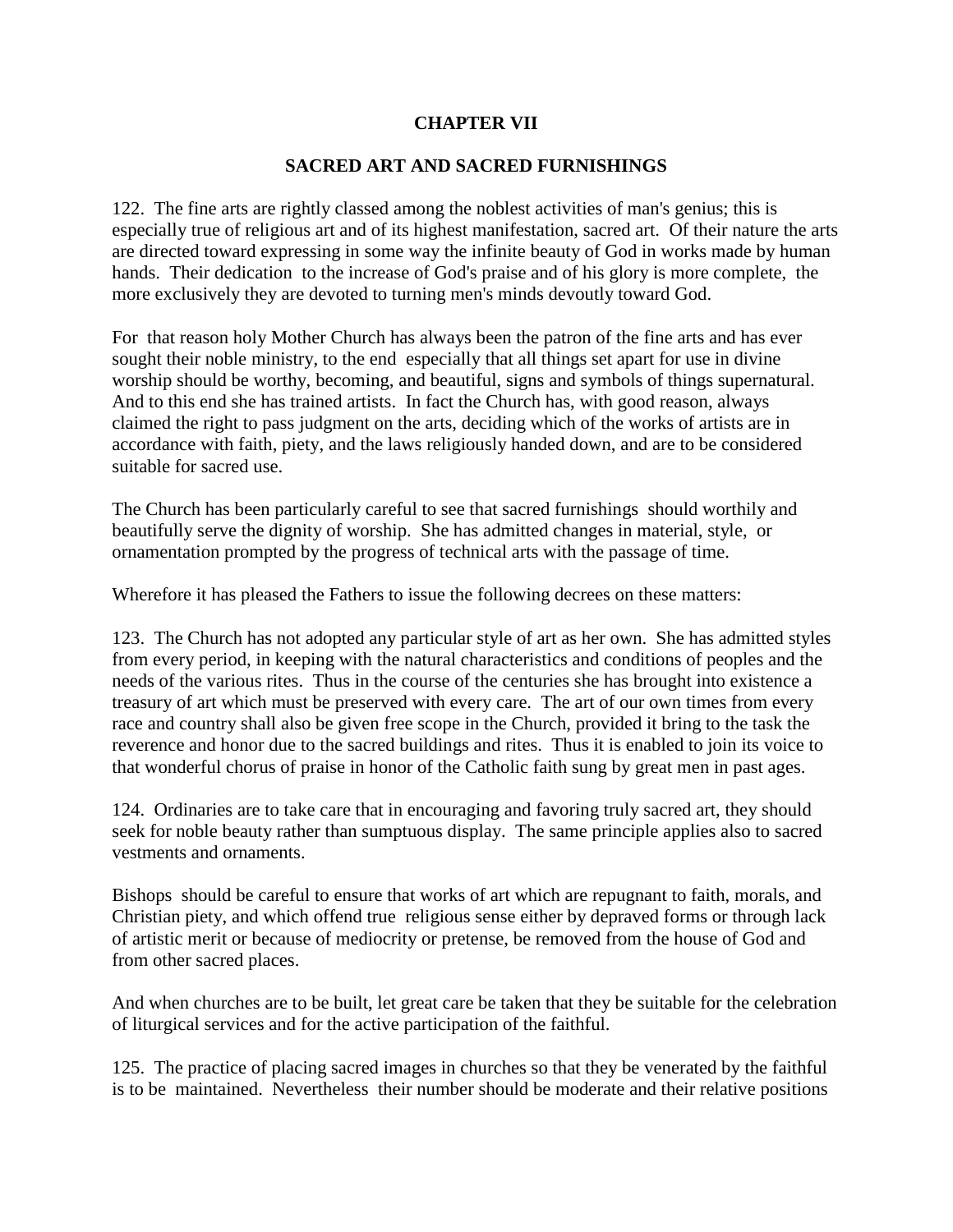## CHAPTER VII

## SACRED ART AND SACRED FURNISHINGS

122. The fine arts are rightly classed among the noblest activities of man's genius; this is especially true of religious art and of its highest manifestation, sacred art. Of their nature the arts are directed toward expressing in some way the infinite beauty of God in works made by human hands. Their dedication to the increase of God's praise and of his glory is more complete, the more exclusively they are devoted to turning men's minds devoutly toward God.

For that reason holy Mother Church has always been the patron of the fine arts and has ever sought their noble ministry, to the end especially that all things set apart for use in divine worship should be worthy, becoming, and beautiful, signs and symbols of things supernatural. And to this end she has trained artists. In fact the Church has, with good reason, always claimed the right to pass judgment on the arts, deciding which of the works of artists are in accordance with faith, piety, and the laws religiously handed down, and are to be considered suitable for sacred use.

The Church has been particularly careful to see that sacred furnishings should worthily and beautifully serve the dignity of worship. She has admitted changes in material, style, or ornamentation prompted by the progress of technical arts with the passage of time.

Wherefore it has pleased the Fathers to issue the following decrees on these matters:

123. The Church has not adopted any particular style of art as her own. She has admitted styles from every period, in keeping with the natural characteristics and conditions of peoples and the needs of the various rites. Thus in the course of the centuries she has brought into existence a treasury of art which must be preserved with every care. The art of our own times from every race and country shall also be given free scope in the Church, provided it bring to the task the reverence and honor due to the sacred buildings and rites. Thus it is enabled to join its voice to that wonderful chorus of praise in honor of the Catholic faith sung by great men in past ages.

124. Ordinaries are to take care that in encouraging and favoring truly sacred art, they should seek for noble beauty rather than sumptuous display. The same principle applies also to sacred vestments and ornaments.

Bishops should be careful to ensure that works of art which are repugnant to faith, morals, and Christian piety, and which offend true religious sense either by depraved forms or through lack of artistic merit or because of mediocrity or pretense, be removed from the house of God and from other sacred places.

And when churches are to be built, let great care be taken that they be suitable for the celebration of liturgical services and for the active participation of the faithful.

125. The practice of placing sacred images in churches so that they be venerated by the faithful is to be maintained. Nevertheless their number should be moderate and their relative positions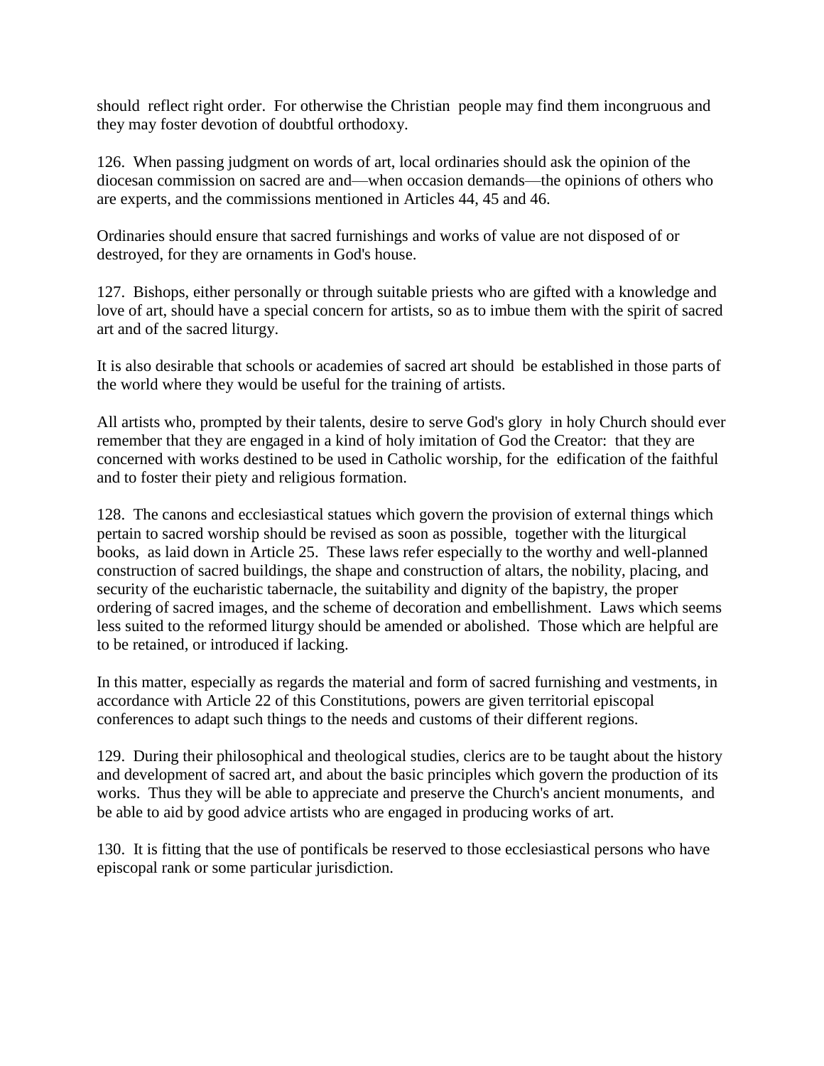should reflect right order. For otherwise the Christian people may find them incongruous and they may foster devotion of doubtful orthodoxy.

126. When passing judgment on words of art, local ordinaries should ask the opinion of the diocesan commission on sacred are and—when occasion demands—the opinions of others who are experts, and the commissions mentioned in Articles 44, 45 and 46.

Ordinaries should ensure that sacred furnishings and works of value are not disposed of or destroyed, for they are ornaments in God's house.

127. Bishops, either personally or through suitable priests who are gifted with a knowledge and love of art, should have a special concern for artists, so as to imbue them with the spirit of sacred art and of the sacred liturgy.

It is also desirable that schools or academies of sacred art should be established in those parts of the world where they would be useful for the training of artists.

All artists who, prompted by their talents, desire to serve God's glory in holy Church should ever remember that they are engaged in a kind of holy imitation of God the Creator: that they are concerned with works destined to be used in Catholic worship, for the edification of the faithful and to foster their piety and religious formation.

128. The canons and ecclesiastical statues which govern the provision of external things which pertain to sacred worship should be revised as soon as possible, together with the liturgical books, as laid down in Article 25. These laws refer especially to the worthy and well-planned construction of sacred buildings, the shape and construction of altars, the nobility, placing, and security of the eucharistic tabernacle, the suitability and dignity of the bapistry, the proper ordering of sacred images, and the scheme of decoration and embellishment. Laws which seems less suited to the reformed liturgy should be amended or abolished. Those which are helpful are to be retained, or introduced if lacking.

In this matter, especially as regards the material and form of sacred furnishing and vestments, in accordance with Article 22 of this Constitutions, powers are given territorial episcopal conferences to adapt such things to the needs and customs of their different regions.

129. During their philosophical and theological studies, clerics are to be taught about the history and development of sacred art, and about the basic principles which govern the production of its works. Thus they will be able to appreciate and preserve the Church's ancient monuments, and be able to aid by good advice artists who are engaged in producing works of art.

130. It is fitting that the use of pontificals be reserved to those ecclesiastical persons who have episcopal rank or some particular jurisdiction.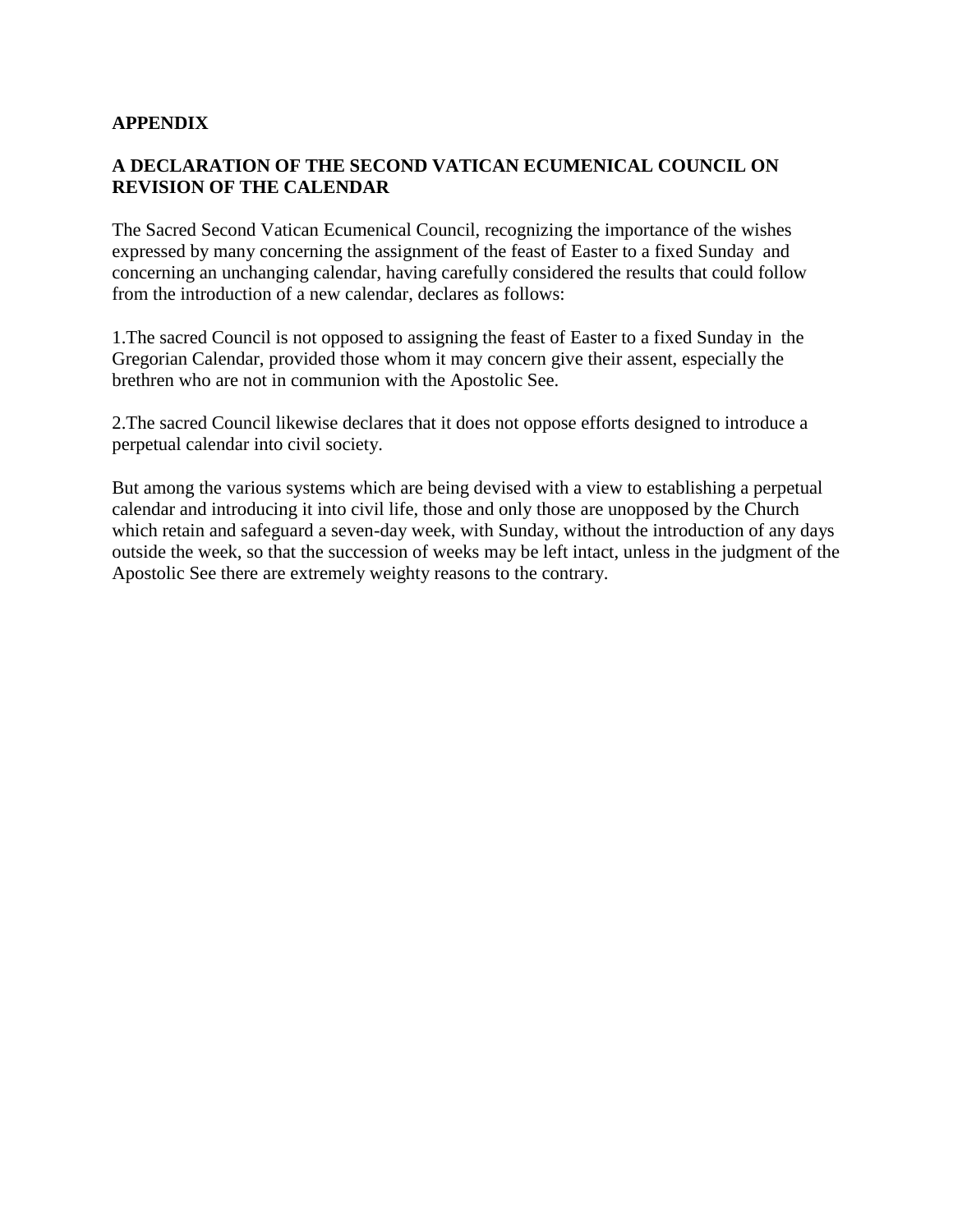**APPENDIX**

**A DECLARATION OF THE SECOND VATICAN ECUMENICAL COUNCIL ON REVISION OF THE CALENDAR**

The Sacred Second Vatican Ecumenical Council, recognizing the importance of the wishes expressed by many concerning the assignment of the feast of Easter to a fixed Sunday and concerning an unchanging calendar, having carefully considered the results that could follow from the introduction of a new calendar, declares as follows:

1.The sacred Council is not opposed to assigning the feast of Easter to a fixed Sunday in the Gregorian Calendar, provided those whom it may concern give their assent, especially the brethren who are not in communion with the Apostolic See.

2.The sacred Council likewise declares that it does not oppose efforts designed to introduce a perpetual calendar into civil society.

But among the various systems which are being devised with a view to establishing a perpetual calendar and introducing it into civil life, those and only those are unopposed by the Church which retain and safeguard a seven-day week, with Sunday, without the introduction of any days outside the week, so that the succession of weeks may be left intact, unless in the judgment of the Apostolic See there are extremely weighty reasons to the contrary.